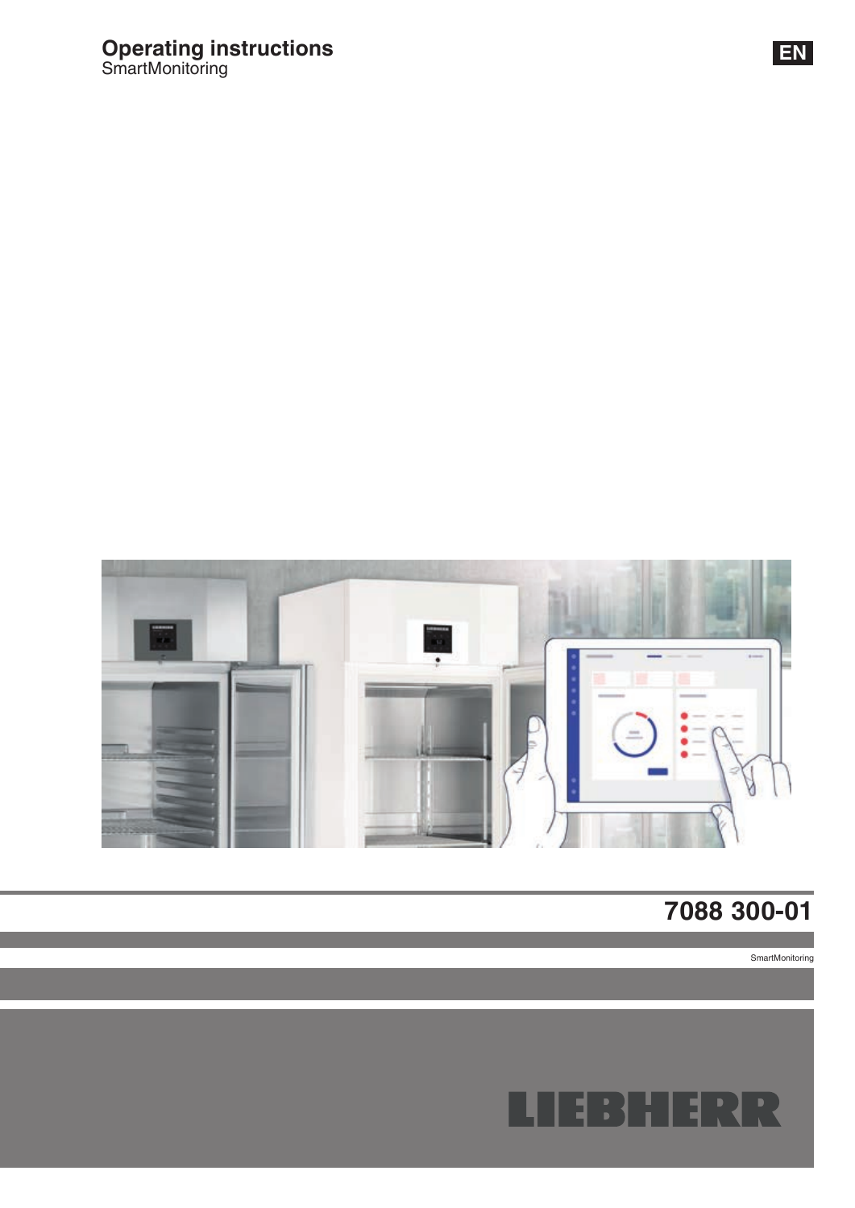# Operating instructions

SmartMonitoring

EN

7088 300-01

SmartMonitoring

LIEBHERR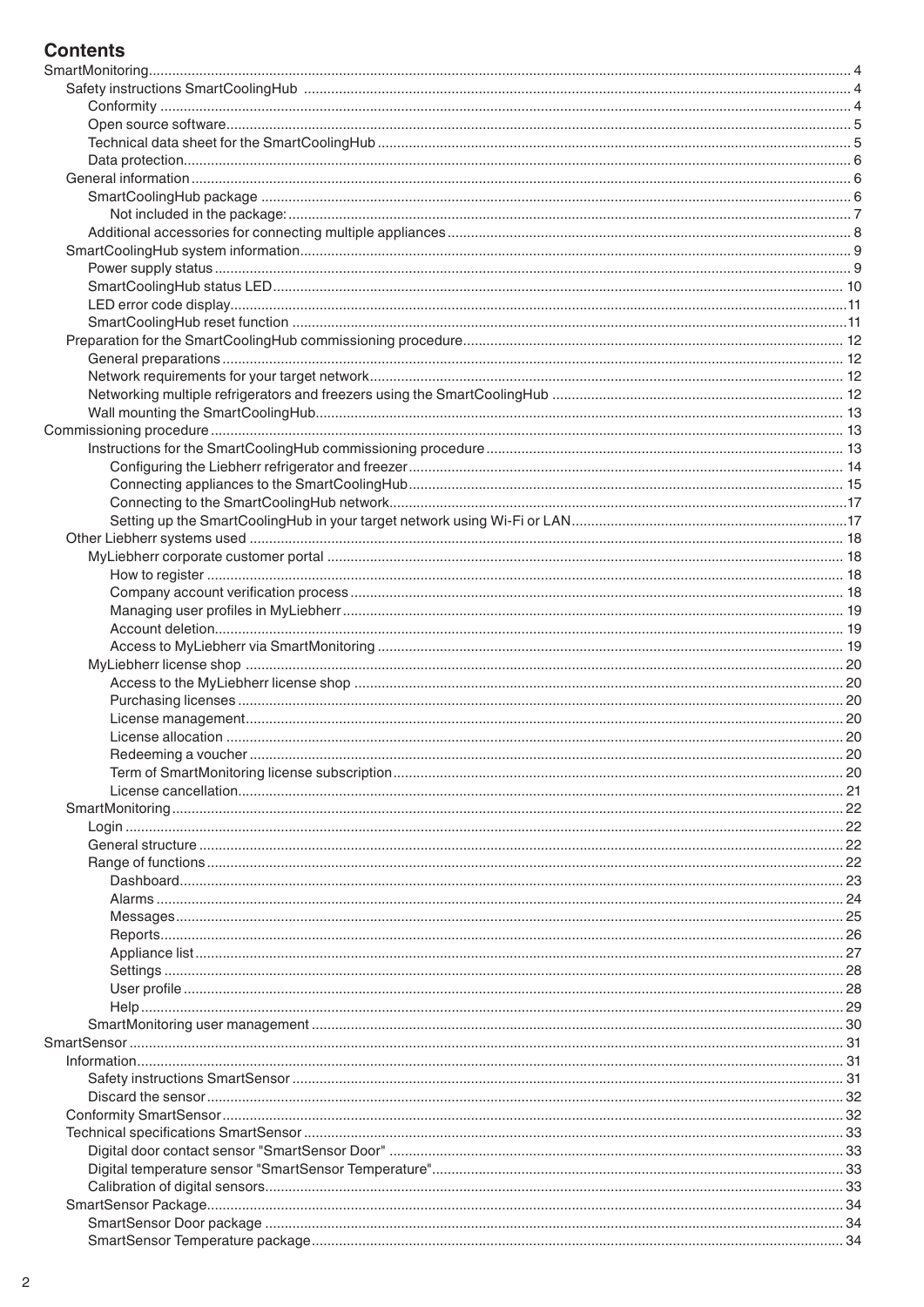# Contents

- SmartMonitoring ... 4
  - Safety instructions SmartCoolingHub ... 4
    - Conformity ... 4
    - Open source software ... 5
    - Technical data sheet for the SmartCoolingHub ... 5
    - Data protection ... 6
  - General information ... 6
    - SmartCoolingHub package ... 6
      - Not included in the package: ... 7
    - Additional accessories for connecting multiple appliances ... 8
  - SmartCoolingHub system information ... 9
    - Power supply status ... 9
    - SmartCoolingHub status LED ... 10
    - LED error code display ... 11
    - SmartCoolingHub reset function ... 11
  - Preparation for the SmartCoolingHub commissioning procedure ... 12
    - General preparations ... 12
    - Network requirements for your target network ... 12
    - Networking multiple refrigerators and freezers using the SmartCoolingHub ... 12
    - Wall mounting the SmartCoolingHub ... 13
- Commissioning procedure ... 13
    - Instructions for the SmartCoolingHub commissioning procedure ... 13
      - Configuring the Liebherr refrigerator and freezer ... 14
      - Connecting appliances to the SmartCoolingHub ... 15
      - Connecting to the SmartCoolingHub network ... 17
      - Setting up the SmartCoolingHub in your target network using Wi-Fi or LAN ... 17
  - Other Liebherr systems used ... 18
    - MyLiebherr corporate customer portal ... 18
      - How to register ... 18
      - Company account verification process ... 18
      - Managing user profiles in MyLiebherr ... 19
      - Account deletion ... 19
      - Access to MyLiebherr via SmartMonitoring ... 19
    - MyLiebherr license shop ... 20
      - Access to the MyLiebherr license shop ... 20
      - Purchasing licenses ... 20
      - License management ... 20
      - License allocation ... 20
      - Redeeming a voucher ... 20
      - Term of SmartMonitoring license subscription ... 20
      - License cancellation ... 21
  - SmartMonitoring ... 22
    - Login ... 22
    - General structure ... 22
    - Range of functions ... 22
      - Dashboard ... 23
      - Alarms ... 24
      - Messages ... 25
      - Reports ... 26
      - Appliance list ... 27
      - Settings ... 28
      - User profile ... 28
      - Help ... 29
    - SmartMonitoring user management ... 30
- SmartSensor ... 31
  - Information ... 31
    - Safety instructions SmartSensor ... 31
    - Discard the sensor ... 32
  - Conformity SmartSensor ... 32
  - Technical specifications SmartSensor ... 33
    - Digital door contact sensor "SmartSensor Door" ... 33
    - Digital temperature sensor "SmartSensor Temperature" ... 33
    - Calibration of digital sensors ... 33
  - SmartSensor Package ... 34
    - SmartSensor Door package ... 34
    - SmartSensor Temperature package ... 34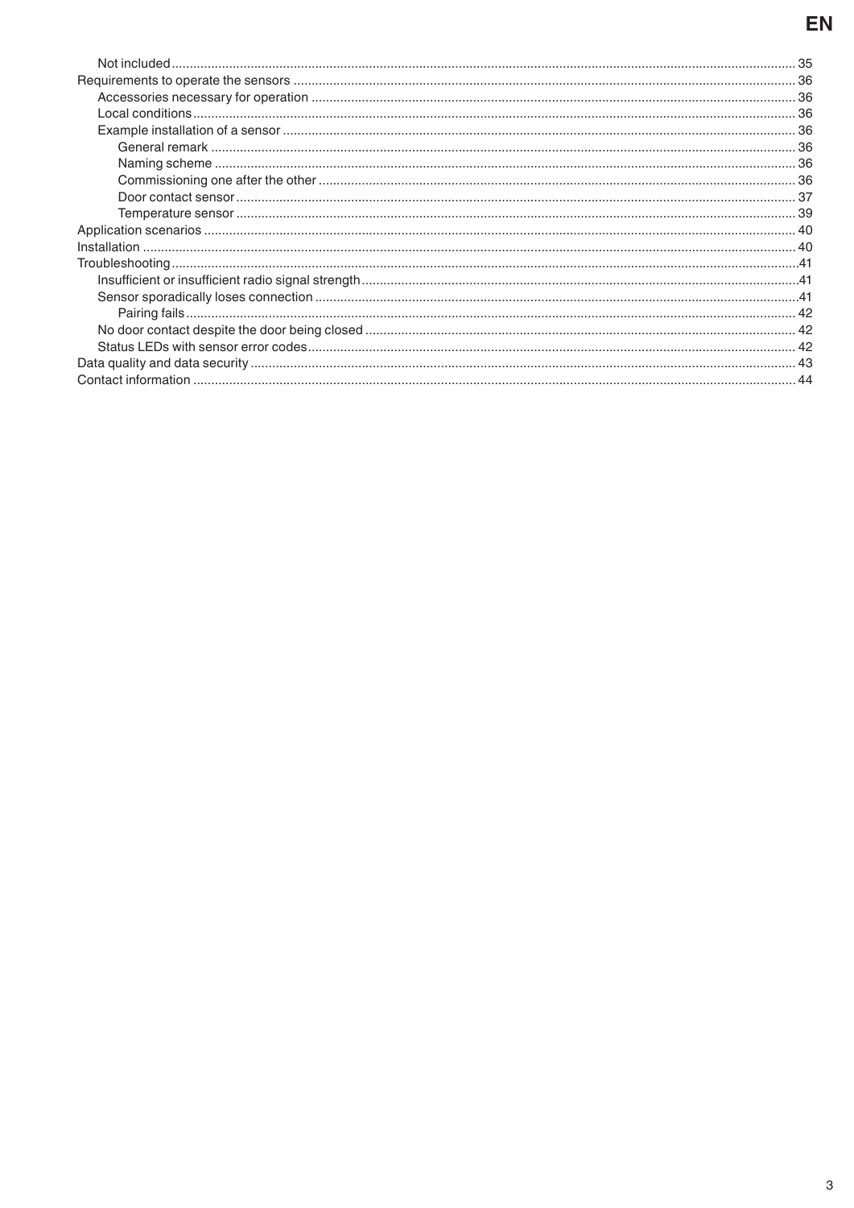- Not included ... 35
- Requirements to operate the sensors ... 36
  - Accessories necessary for operation ... 36
  - Local conditions ... 36
  - Example installation of a sensor ... 36
    - General remark ... 36
    - Naming scheme ... 36
    - Commissioning one after the other ... 36
    - Door contact sensor ... 37
    - Temperature sensor ... 39
- Application scenarios ... 40
- Installation ... 40
- Troubleshooting ... 41
  - Insufficient or insufficient radio signal strength ... 41
  - Sensor sporadically loses connection ... 41
    - Pairing fails ... 42
  - No door contact despite the door being closed ... 42
  - Status LEDs with sensor error codes ... 42
- Data quality and data security ... 43
- Contact information ... 44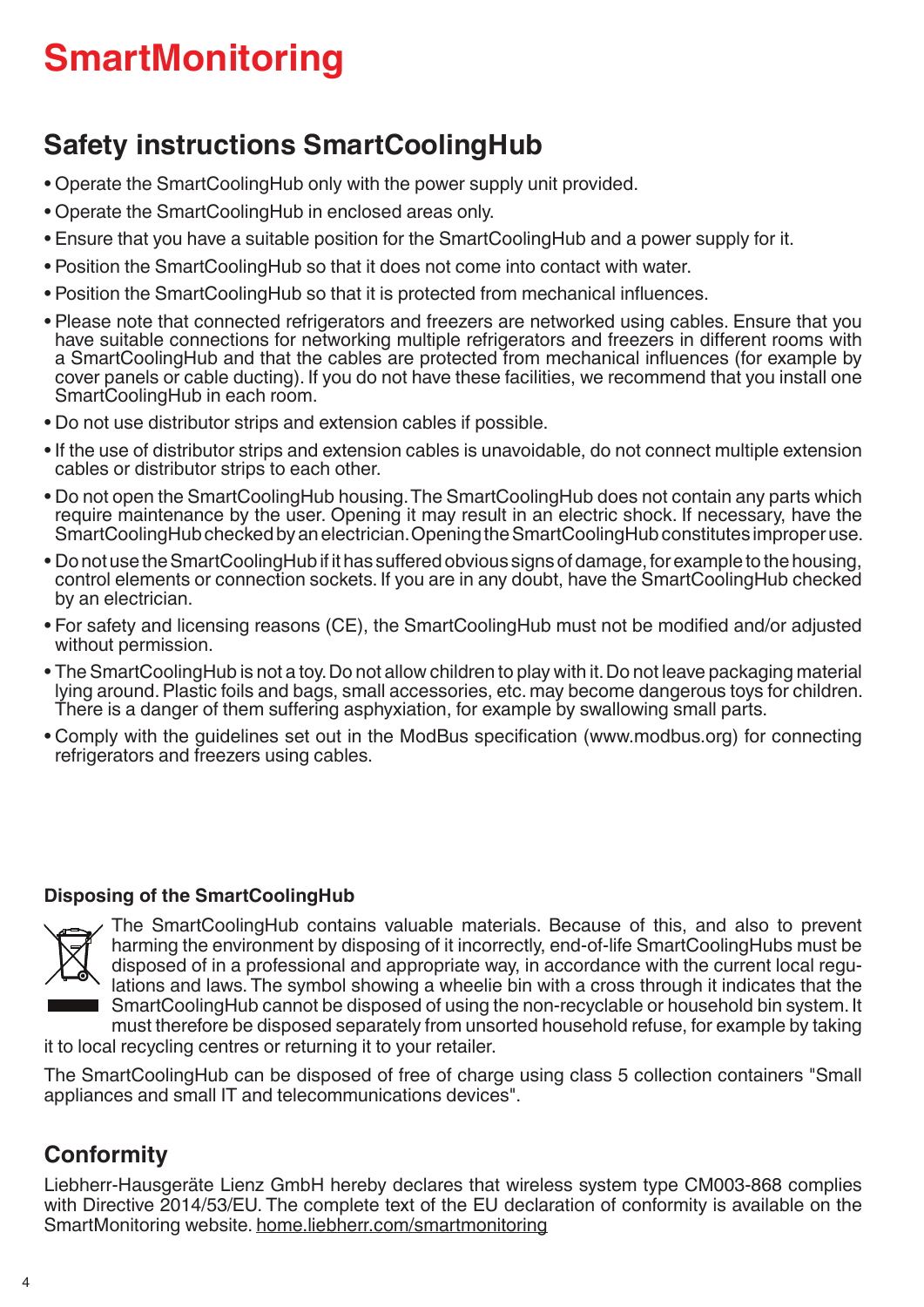# SmartMonitoring

## Safety instructions SmartCoolingHub

- Operate the SmartCoolingHub only with the power supply unit provided.
- Operate the SmartCoolingHub in enclosed areas only.
- Ensure that you have a suitable position for the SmartCoolingHub and a power supply for it.
- Position the SmartCoolingHub so that it does not come into contact with water.
- Position the SmartCoolingHub so that it is protected from mechanical influences.
- Please note that connected refrigerators and freezers are networked using cables. Ensure that you have suitable connections for networking multiple refrigerators and freezers in different rooms with a SmartCoolingHub and that the cables are protected from mechanical influences (for example by cover panels or cable ducting). If you do not have these facilities, we recommend that you install one SmartCoolingHub in each room.
- Do not use distributor strips and extension cables if possible.
- If the use of distributor strips and extension cables is unavoidable, do not connect multiple extension cables or distributor strips to each other.
- Do not open the SmartCoolingHub housing. The SmartCoolingHub does not contain any parts which require maintenance by the user. Opening it may result in an electric shock. If necessary, have the SmartCoolingHub checked by an electrician. Opening the SmartCoolingHub constitutes improper use.
- Do not use the SmartCoolingHub if it has suffered obvious signs of damage, for example to the housing, control elements or connection sockets. If you are in any doubt, have the SmartCoolingHub checked by an electrician.
- For safety and licensing reasons (CE), the SmartCoolingHub must not be modified and/or adjusted without permission.
- The SmartCoolingHub is not a toy. Do not allow children to play with it. Do not leave packaging material lying around. Plastic foils and bags, small accessories, etc. may become dangerous toys for children. There is a danger of them suffering asphyxiation, for example by swallowing small parts.
- Comply with the guidelines set out in the ModBus specification (www.modbus.org) for connecting refrigerators and freezers using cables.

**Disposing of the SmartCoolingHub**

The SmartCoolingHub contains valuable materials. Because of this, and also to prevent harming the environment by disposing of it incorrectly, end-of-life SmartCoolingHubs must be disposed of in a professional and appropriate way, in accordance with the current local regulations and laws. The symbol showing a wheelie bin with a cross through it indicates that the SmartCoolingHub cannot be disposed of using the non-recyclable or household bin system. It must therefore be disposed separately from unsorted household refuse, for example by taking it to local recycling centres or returning it to your retailer.

The SmartCoolingHub can be disposed of free of charge using class 5 collection containers "Small appliances and small IT and telecommunications devices".

## Conformity

Liebherr-Hausgeräte Lienz GmbH hereby declares that wireless system type CM003-868 complies with Directive 2014/53/EU. The complete text of the EU declaration of conformity is available on the SmartMonitoring website. home.liebherr.com/smartmonitoring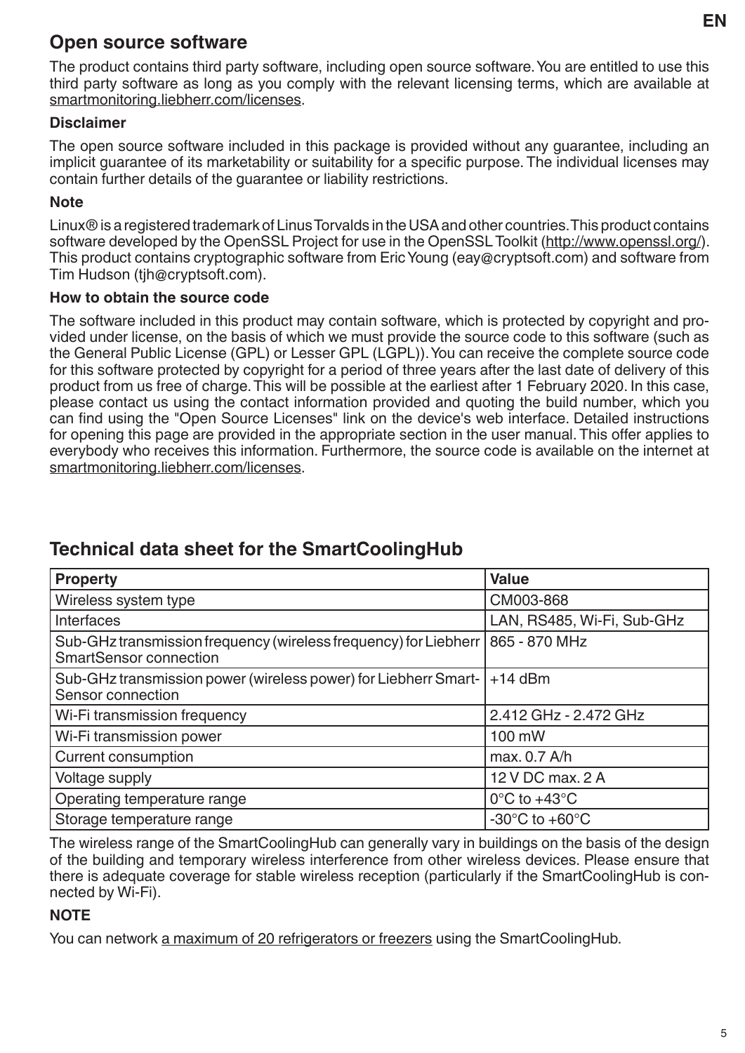## Open source software

The product contains third party software, including open source software. You are entitled to use this third party software as long as you comply with the relevant licensing terms, which are available at smartmonitoring.liebherr.com/licenses.

### Disclaimer

The open source software included in this package is provided without any guarantee, including an implicit guarantee of its marketability or suitability for a specific purpose. The individual licenses may contain further details of the guarantee or liability restrictions.

### Note

Linux® is a registered trademark of Linus Torvalds in the USA and other countries. This product contains software developed by the OpenSSL Project for use in the OpenSSL Toolkit (http://www.openssl.org/). This product contains cryptographic software from Eric Young (eay@cryptsoft.com) and software from Tim Hudson (tjh@cryptsoft.com).

### How to obtain the source code

The software included in this product may contain software, which is protected by copyright and provided under license, on the basis of which we must provide the source code to this software (such as the General Public License (GPL) or Lesser GPL (LGPL)). You can receive the complete source code for this software protected by copyright for a period of three years after the last date of delivery of this product from us free of charge. This will be possible at the earliest after 1 February 2020. In this case, please contact us using the contact information provided and quoting the build number, which you can find using the "Open Source Licenses" link on the device's web interface. Detailed instructions for opening this page are provided in the appropriate section in the user manual. This offer applies to everybody who receives this information. Furthermore, the source code is available on the internet at smartmonitoring.liebherr.com/licenses.

## Technical data sheet for the SmartCoolingHub

| Property | Value |
|---|---|
| Wireless system type | CM003-868 |
| Interfaces | LAN, RS485, Wi-Fi, Sub-GHz |
| Sub-GHz transmission frequency (wireless frequency) for Liebherr SmartSensor connection | 865 - 870 MHz |
| Sub-GHz transmission power (wireless power) for Liebherr SmartSensor connection | +14 dBm |
| Wi-Fi transmission frequency | 2.412 GHz - 2.472 GHz |
| Wi-Fi transmission power | 100 mW |
| Current consumption | max. 0.7 A/h |
| Voltage supply | 12 V DC max. 2 A |
| Operating temperature range | 0°C to +43°C |
| Storage temperature range | -30°C to +60°C |

The wireless range of the SmartCoolingHub can generally vary in buildings on the basis of the design of the building and temporary wireless interference from other wireless devices. Please ensure that there is adequate coverage for stable wireless reception (particularly if the SmartCoolingHub is connected by Wi-Fi).

**NOTE**

You can network a maximum of 20 refrigerators or freezers using the SmartCoolingHub.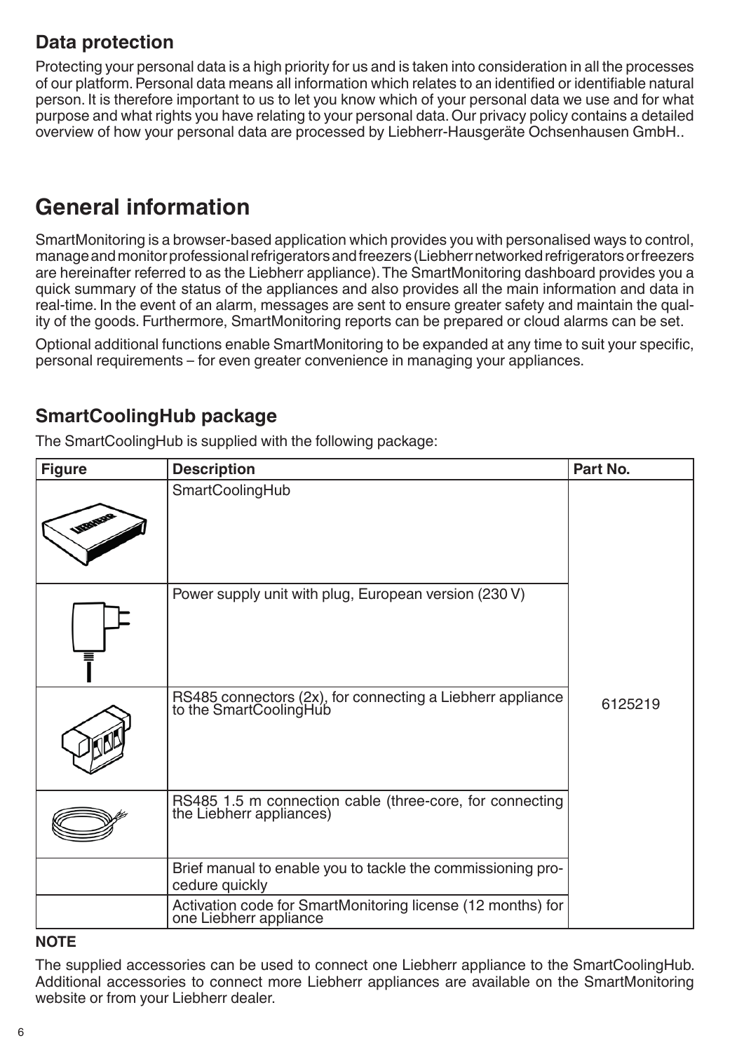## Data protection

Protecting your personal data is a high priority for us and is taken into consideration in all the processes of our platform. Personal data means all information which relates to an identified or identifiable natural person. It is therefore important to us to let you know which of your personal data we use and for what purpose and what rights you have relating to your personal data. Our privacy policy contains a detailed overview of how your personal data are processed by Liebherr-Hausgeräte Ochsenhausen GmbH..

# General information

SmartMonitoring is a browser-based application which provides you with personalised ways to control, manage and monitor professional refrigerators and freezers (Liebherr networked refrigerators or freezers are hereinafter referred to as the Liebherr appliance). The SmartMonitoring dashboard provides you a quick summary of the status of the appliances and also provides all the main information and data in real-time. In the event of an alarm, messages are sent to ensure greater safety and maintain the quality of the goods. Furthermore, SmartMonitoring reports can be prepared or cloud alarms can be set.

Optional additional functions enable SmartMonitoring to be expanded at any time to suit your specific, personal requirements – for even greater convenience in managing your appliances.

## SmartCoolingHub package

The SmartCoolingHub is supplied with the following package:

| Figure | Description | Part No. |
|---|---|---|
| | SmartCoolingHub | 6125219 |
| | Power supply unit with plug, European version (230 V) | |
| | RS485 connectors (2x), for connecting a Liebherr appliance to the SmartCoolingHub | |
| | RS485 1.5 m connection cable (three-core, for connecting the Liebherr appliances) | |
| | Brief manual to enable you to tackle the commissioning procedure quickly | |
| | Activation code for SmartMonitoring license (12 months) for one Liebherr appliance | |

**NOTE**

The supplied accessories can be used to connect one Liebherr appliance to the SmartCoolingHub. Additional accessories to connect more Liebherr appliances are available on the SmartMonitoring website or from your Liebherr dealer.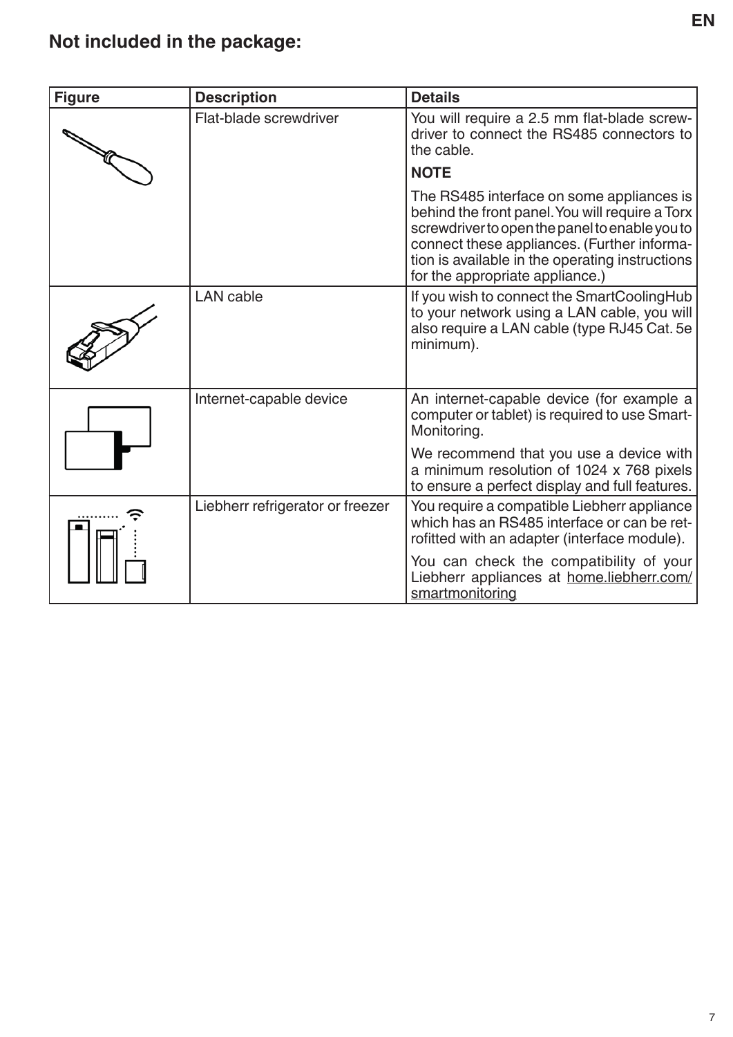## Not included in the package:

| Figure | Description | Details |
|---|---|---|
| | Flat-blade screwdriver | You will require a 2.5 mm flat-blade screwdriver to connect the RS485 connectors to the cable.<br>**NOTE**<br>The RS485 interface on some appliances is behind the front panel. You will require a Torx screwdriver to open the panel to enable you to connect these appliances. (Further information is available in the operating instructions for the appropriate appliance.) |
| | LAN cable | If you wish to connect the SmartCoolingHub to your network using a LAN cable, you will also require a LAN cable (type RJ45 Cat. 5e minimum). |
| | Internet-capable device | An internet-capable device (for example a computer or tablet) is required to use SmartMonitoring.<br>We recommend that you use a device with a minimum resolution of 1024 x 768 pixels to ensure a perfect display and full features. |
| | Liebherr refrigerator or freezer | You require a compatible Liebherr appliance which has an RS485 interface or can be retrofitted with an adapter (interface module).<br>You can check the compatibility of your Liebherr appliances at home.liebherr.com/smartmonitoring |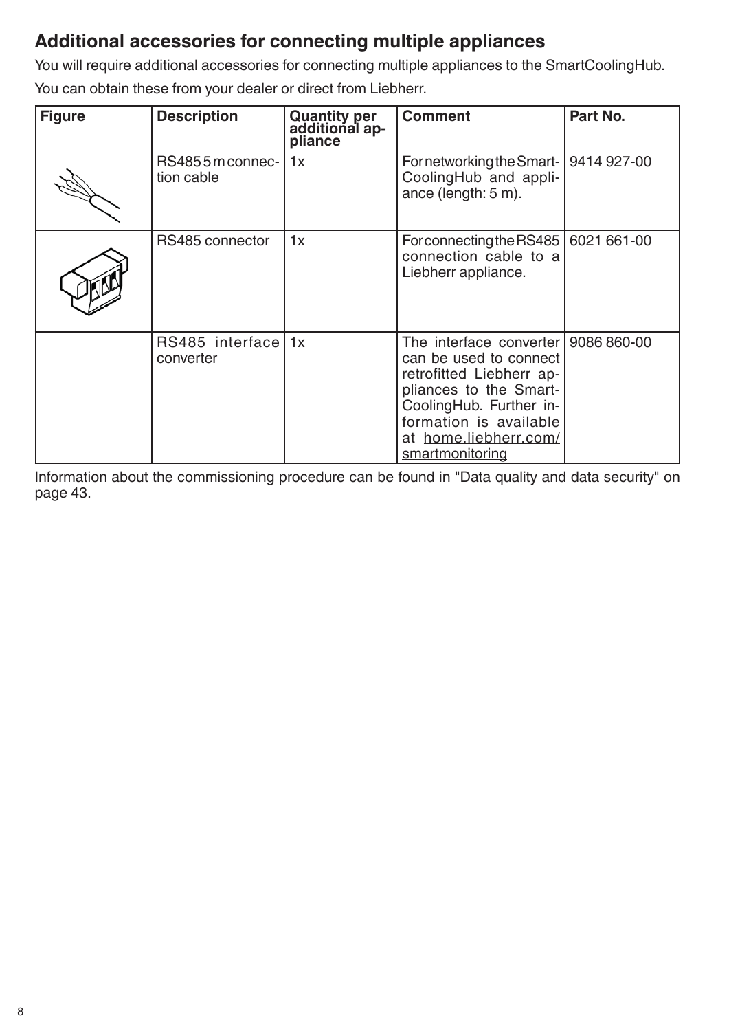## Additional accessories for connecting multiple appliances

You will require additional accessories for connecting multiple appliances to the SmartCoolingHub.

You can obtain these from your dealer or direct from Liebherr.

| Figure | Description | Quantity per additional appliance | Comment | Part No. |
|---|---|---|---|---|
| | RS485 5 m connection cable | 1x | For networking the SmartCoolingHub and appliance (length: 5 m). | 9414 927-00 |
| | RS485 connector | 1x | For connecting the RS485 connection cable to a Liebherr appliance. | 6021 661-00 |
| | RS485 interface converter | 1x | The interface converter can be used to connect retrofitted Liebherr appliances to the SmartCoolingHub. Further information is available at home.liebherr.com/smartmonitoring | 9086 860-00 |

Information about the commissioning procedure can be found in "Data quality and data security" on page 43.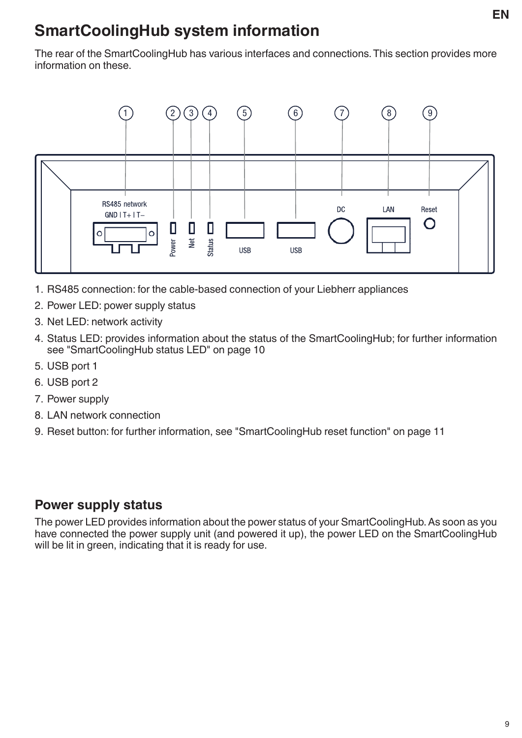# SmartCoolingHub system information

The rear of the SmartCoolingHub has various interfaces and connections. This section provides more information on these.

1. RS485 connection: for the cable-based connection of your Liebherr appliances
2. Power LED: power supply status
3. Net LED: network activity
4. Status LED: provides information about the status of the SmartCoolingHub; for further information see "SmartCoolingHub status LED" on page 10
5. USB port 1
6. USB port 2
7. Power supply
8. LAN network connection
9. Reset button: for further information, see "SmartCoolingHub reset function" on page 11

## Power supply status

The power LED provides information about the power status of your SmartCoolingHub. As soon as you have connected the power supply unit (and powered it up), the power LED on the SmartCoolingHub will be lit in green, indicating that it is ready for use.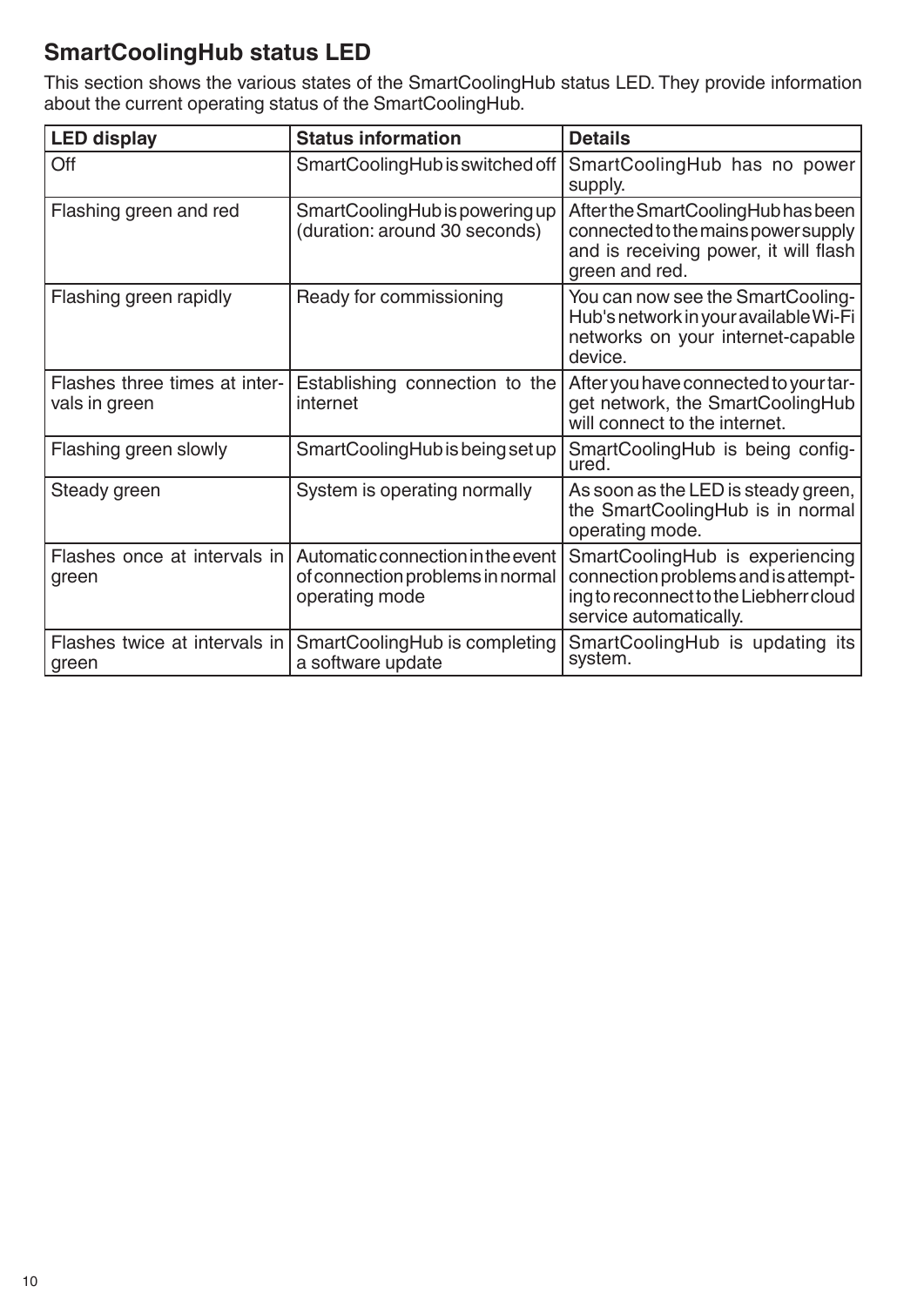## SmartCoolingHub status LED

This section shows the various states of the SmartCoolingHub status LED. They provide information about the current operating status of the SmartCoolingHub.

| LED display | Status information | Details |
|---|---|---|
| Off | SmartCoolingHub is switched off | SmartCoolingHub has no power supply. |
| Flashing green and red | SmartCoolingHub is powering up (duration: around 30 seconds) | After the SmartCoolingHub has been connected to the mains power supply and is receiving power, it will flash green and red. |
| Flashing green rapidly | Ready for commissioning | You can now see the SmartCooling-Hub's network in your available Wi-Fi networks on your internet-capable device. |
| Flashes three times at intervals in green | Establishing connection to the internet | After you have connected to your target network, the SmartCoolingHub will connect to the internet. |
| Flashing green slowly | SmartCoolingHub is being set up | SmartCoolingHub is being configured. |
| Steady green | System is operating normally | As soon as the LED is steady green, the SmartCoolingHub is in normal operating mode. |
| Flashes once at intervals in green | Automatic connection in the event of connection problems in normal operating mode | SmartCoolingHub is experiencing connection problems and is attempting to reconnect to the Liebherr cloud service automatically. |
| Flashes twice at intervals in green | SmartCoolingHub is completing a software update | SmartCoolingHub is updating its system. |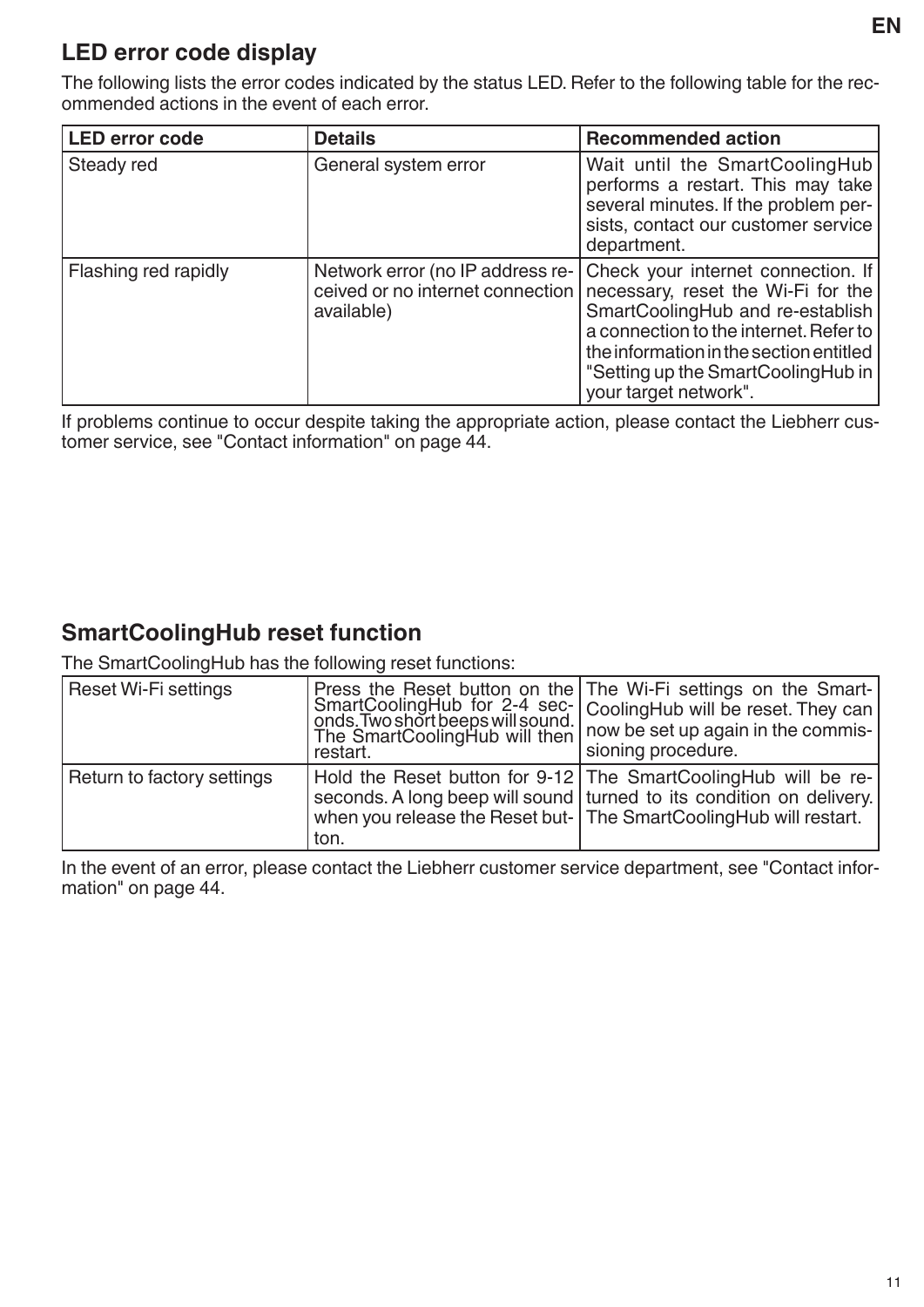## LED error code display

The following lists the error codes indicated by the status LED. Refer to the following table for the recommended actions in the event of each error.

| LED error code | Details | Recommended action |
|---|---|---|
| Steady red | General system error | Wait until the SmartCoolingHub performs a restart. This may take several minutes. If the problem persists, contact our customer service department. |
| Flashing red rapidly | Network error (no IP address received or no internet connection available) | Check your internet connection. If necessary, reset the Wi-Fi for the SmartCoolingHub and re-establish a connection to the internet. Refer to the information in the section entitled "Setting up the SmartCoolingHub in your target network". |

If problems continue to occur despite taking the appropriate action, please contact the Liebherr customer service, see "Contact information" on page 44.

## SmartCoolingHub reset function

The SmartCoolingHub has the following reset functions:

| | | |
|---|---|---|
| Reset Wi-Fi settings | Press the Reset button on the SmartCoolingHub for 2-4 seconds. Two short beeps will sound. The SmartCoolingHub will then restart. | The Wi-Fi settings on the SmartCoolingHub will be reset. They can now be set up again in the commissioning procedure. |
| Return to factory settings | Hold the Reset button for 9-12 seconds. A long beep will sound when you release the Reset button. | The SmartCoolingHub will be returned to its condition on delivery. The SmartCoolingHub will restart. |

In the event of an error, please contact the Liebherr customer service department, see "Contact information" on page 44.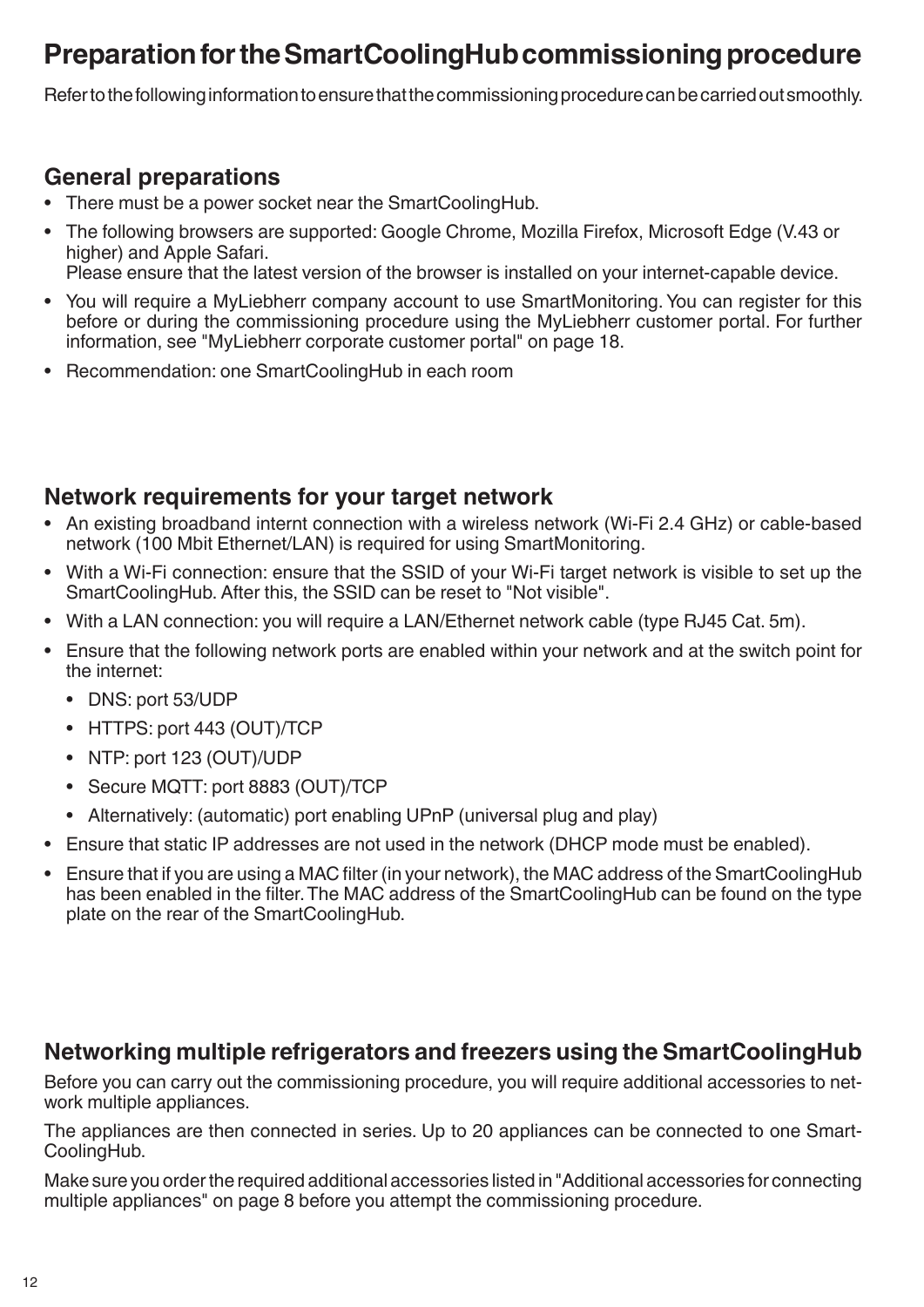# Preparation for the SmartCoolingHub commissioning procedure

Refer to the following information to ensure that the commissioning procedure can be carried out smoothly.

## General preparations

- There must be a power socket near the SmartCoolingHub.
- The following browsers are supported: Google Chrome, Mozilla Firefox, Microsoft Edge (V.43 or higher) and Apple Safari.
  Please ensure that the latest version of the browser is installed on your internet-capable device.
- You will require a MyLiebherr company account to use SmartMonitoring. You can register for this before or during the commissioning procedure using the MyLiebherr customer portal. For further information, see "MyLiebherr corporate customer portal" on page 18.
- Recommendation: one SmartCoolingHub in each room

## Network requirements for your target network

- An existing broadband internt connection with a wireless network (Wi-Fi 2.4 GHz) or cable-based network (100 Mbit Ethernet/LAN) is required for using SmartMonitoring.
- With a Wi-Fi connection: ensure that the SSID of your Wi-Fi target network is visible to set up the SmartCoolingHub. After this, the SSID can be reset to "Not visible".
- With a LAN connection: you will require a LAN/Ethernet network cable (type RJ45 Cat. 5m).
- Ensure that the following network ports are enabled within your network and at the switch point for the internet:
  - DNS: port 53/UDP
  - HTTPS: port 443 (OUT)/TCP
  - NTP: port 123 (OUT)/UDP
  - Secure MQTT: port 8883 (OUT)/TCP
  - Alternatively: (automatic) port enabling UPnP (universal plug and play)
- Ensure that static IP addresses are not used in the network (DHCP mode must be enabled).
- Ensure that if you are using a MAC filter (in your network), the MAC address of the SmartCoolingHub has been enabled in the filter. The MAC address of the SmartCoolingHub can be found on the type plate on the rear of the SmartCoolingHub.

## Networking multiple refrigerators and freezers using the SmartCoolingHub

Before you can carry out the commissioning procedure, you will require additional accessories to network multiple appliances.

The appliances are then connected in series. Up to 20 appliances can be connected to one SmartCoolingHub.

Make sure you order the required additional accessories listed in "Additional accessories for connecting multiple appliances" on page 8 before you attempt the commissioning procedure.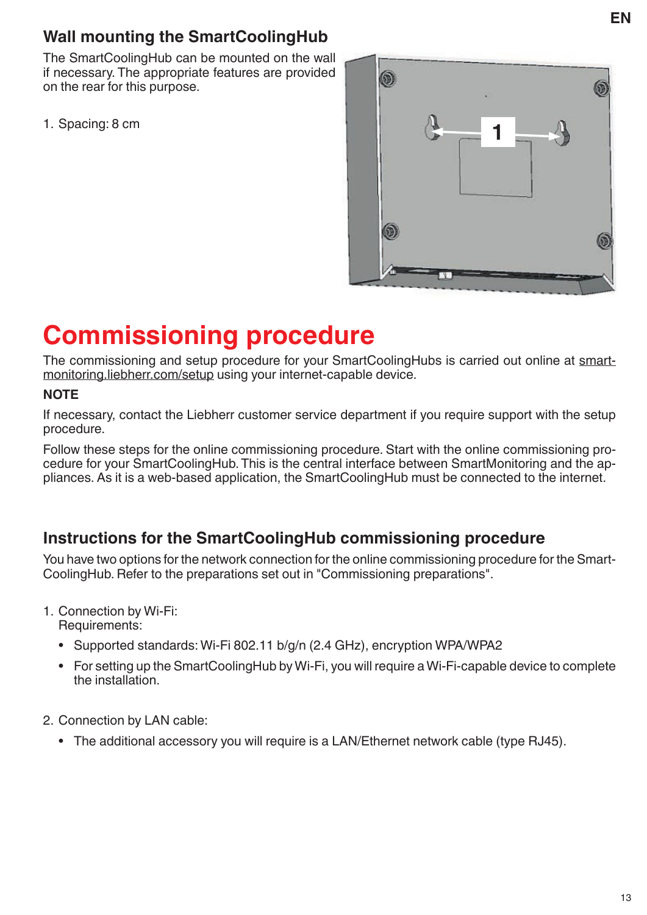## Wall mounting the SmartCoolingHub

The SmartCoolingHub can be mounted on the wall if necessary. The appropriate features are provided on the rear for this purpose.

1. Spacing: 8 cm

# Commissioning procedure

The commissioning and setup procedure for your SmartCoolingHubs is carried out online at smart-monitoring.liebherr.com/setup using your internet-capable device.

**NOTE**

If necessary, contact the Liebherr customer service department if you require support with the setup procedure.

Follow these steps for the online commissioning procedure. Start with the online commissioning procedure for your SmartCoolingHub. This is the central interface between SmartMonitoring and the appliances. As it is a web-based application, the SmartCoolingHub must be connected to the internet.

## Instructions for the SmartCoolingHub commissioning procedure

You have two options for the network connection for the online commissioning procedure for the SmartCoolingHub. Refer to the preparations set out in "Commissioning preparations".

1. Connection by Wi-Fi:
   Requirements:
   - Supported standards: Wi-Fi 802.11 b/g/n (2.4 GHz), encryption WPA/WPA2
   - For setting up the SmartCoolingHub by Wi-Fi, you will require a Wi-Fi-capable device to complete the installation.

2. Connection by LAN cable:
   - The additional accessory you will require is a LAN/Ethernet network cable (type RJ45).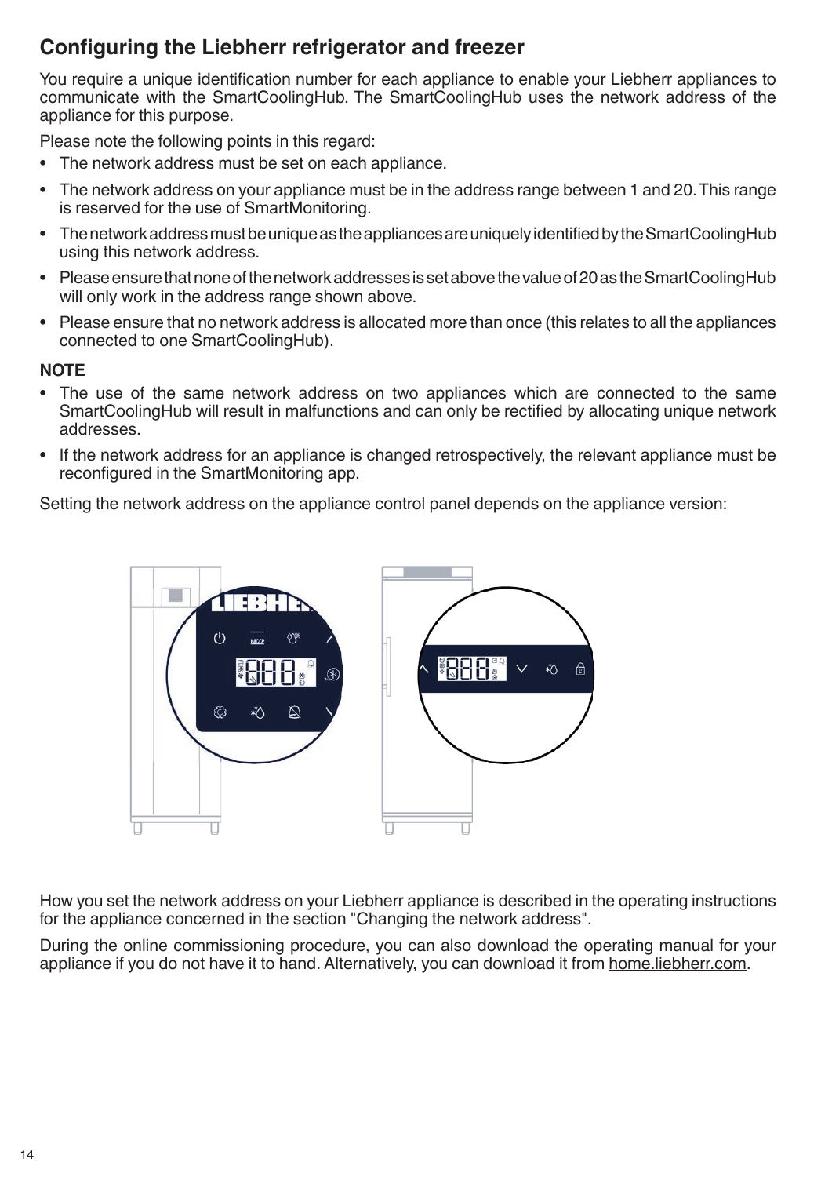## Configuring the Liebherr refrigerator and freezer

You require a unique identification number for each appliance to enable your Liebherr appliances to communicate with the SmartCoolingHub. The SmartCoolingHub uses the network address of the appliance for this purpose.

Please note the following points in this regard:

- The network address must be set on each appliance.
- The network address on your appliance must be in the address range between 1 and 20. This range is reserved for the use of SmartMonitoring.
- The network address must be unique as the appliances are uniquely identified by the SmartCoolingHub using this network address.
- Please ensure that none of the network addresses is set above the value of 20 as the SmartCoolingHub will only work in the address range shown above.
- Please ensure that no network address is allocated more than once (this relates to all the appliances connected to one SmartCoolingHub).

**NOTE**

- The use of the same network address on two appliances which are connected to the same SmartCoolingHub will result in malfunctions and can only be rectified by allocating unique network addresses.
- If the network address for an appliance is changed retrospectively, the relevant appliance must be reconfigured in the SmartMonitoring app.

Setting the network address on the appliance control panel depends on the appliance version:

How you set the network address on your Liebherr appliance is described in the operating instructions for the appliance concerned in the section "Changing the network address".

During the online commissioning procedure, you can also download the operating manual for your appliance if you do not have it to hand. Alternatively, you can download it from home.liebherr.com.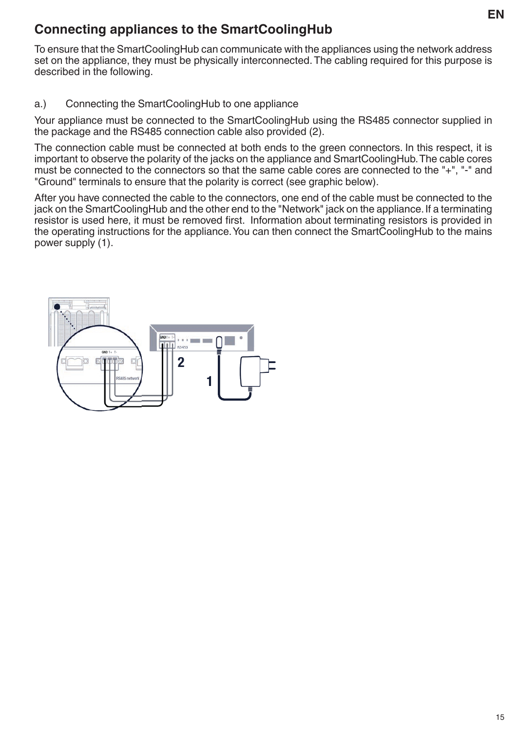## Connecting appliances to the SmartCoolingHub

To ensure that the SmartCoolingHub can communicate with the appliances using the network address set on the appliance, they must be physically interconnected. The cabling required for this purpose is described in the following.

a.) Connecting the SmartCoolingHub to one appliance

Your appliance must be connected to the SmartCoolingHub using the RS485 connector supplied in the package and the RS485 connection cable also provided (2).

The connection cable must be connected at both ends to the green connectors. In this respect, it is important to observe the polarity of the jacks on the appliance and SmartCoolingHub. The cable cores must be connected to the connectors so that the same cable cores are connected to the "+", "-" and "Ground" terminals to ensure that the polarity is correct (see graphic below).

After you have connected the cable to the connectors, one end of the cable must be connected to the jack on the SmartCoolingHub and the other end to the "Network" jack on the appliance. If a terminating resistor is used here, it must be removed first. Information about terminating resistors is provided in the operating instructions for the appliance. You can then connect the SmartCoolingHub to the mains power supply (1).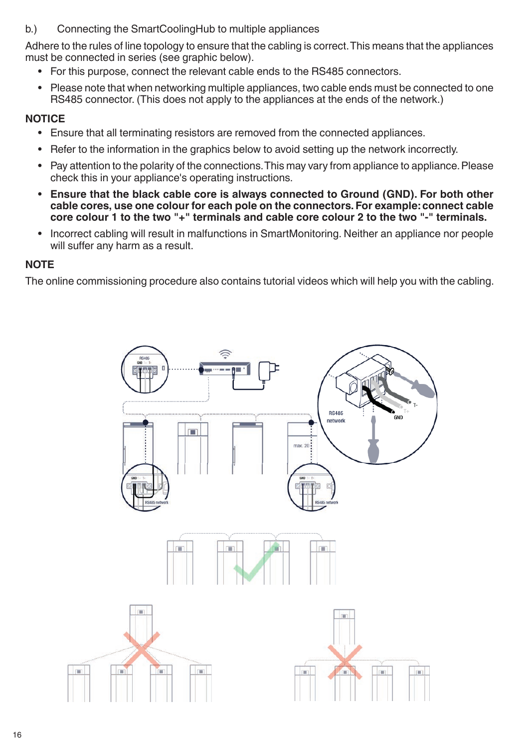b.) Connecting the SmartCoolingHub to multiple appliances

Adhere to the rules of line topology to ensure that the cabling is correct. This means that the appliances must be connected in series (see graphic below).

- For this purpose, connect the relevant cable ends to the RS485 connectors.
- Please note that when networking multiple appliances, two cable ends must be connected to one RS485 connector. (This does not apply to the appliances at the ends of the network.)

## NOTICE

- Ensure that all terminating resistors are removed from the connected appliances.
- Refer to the information in the graphics below to avoid setting up the network incorrectly.
- Pay attention to the polarity of the connections. This may vary from appliance to appliance. Please check this in your appliance's operating instructions.
- **Ensure that the black cable core is always connected to Ground (GND). For both other cable cores, use one colour for each pole on the connectors. For example: connect cable core colour 1 to the two "+" terminals and cable core colour 2 to the two "-" terminals.**
- Incorrect cabling will result in malfunctions in SmartMonitoring. Neither an appliance nor people will suffer any harm as a result.

## NOTE

The online commissioning procedure also contains tutorial videos which will help you with the cabling.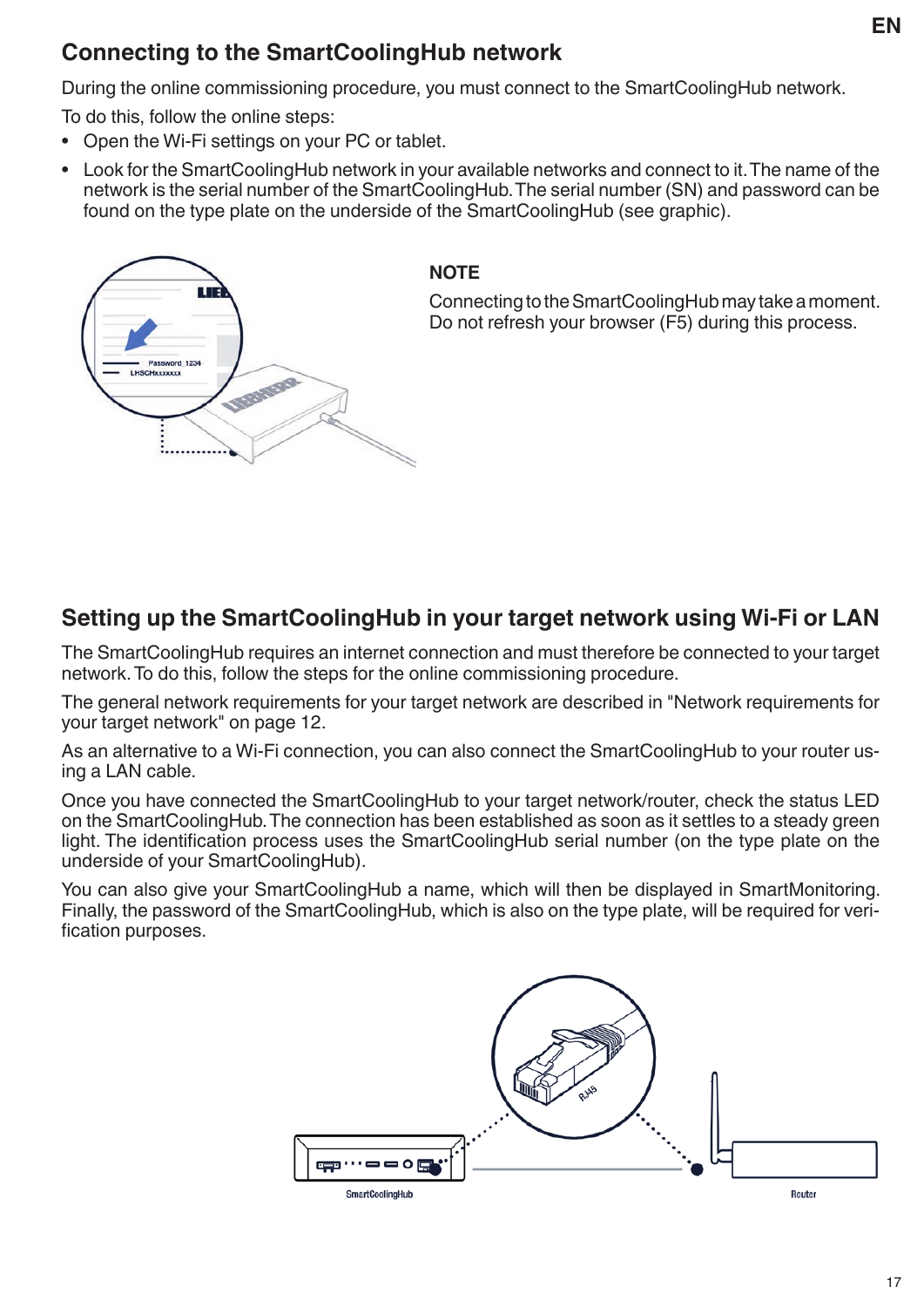## Connecting to the SmartCoolingHub network

During the online commissioning procedure, you must connect to the SmartCoolingHub network.

To do this, follow the online steps:

- Open the Wi-Fi settings on your PC or tablet.
- Look for the SmartCoolingHub network in your available networks and connect to it. The name of the network is the serial number of the SmartCoolingHub. The serial number (SN) and password can be found on the type plate on the underside of the SmartCoolingHub (see graphic).

**NOTE**

Connecting to the SmartCoolingHub may take a moment. Do not refresh your browser (F5) during this process.

## Setting up the SmartCoolingHub in your target network using Wi-Fi or LAN

The SmartCoolingHub requires an internet connection and must therefore be connected to your target network. To do this, follow the steps for the online commissioning procedure.

The general network requirements for your target network are described in "Network requirements for your target network" on page 12.

As an alternative to a Wi-Fi connection, you can also connect the SmartCoolingHub to your router using a LAN cable.

Once you have connected the SmartCoolingHub to your target network/router, check the status LED on the SmartCoolingHub. The connection has been established as soon as it settles to a steady green light. The identification process uses the SmartCoolingHub serial number (on the type plate on the underside of your SmartCoolingHub).

You can also give your SmartCoolingHub a name, which will then be displayed in SmartMonitoring. Finally, the password of the SmartCoolingHub, which is also on the type plate, will be required for verification purposes.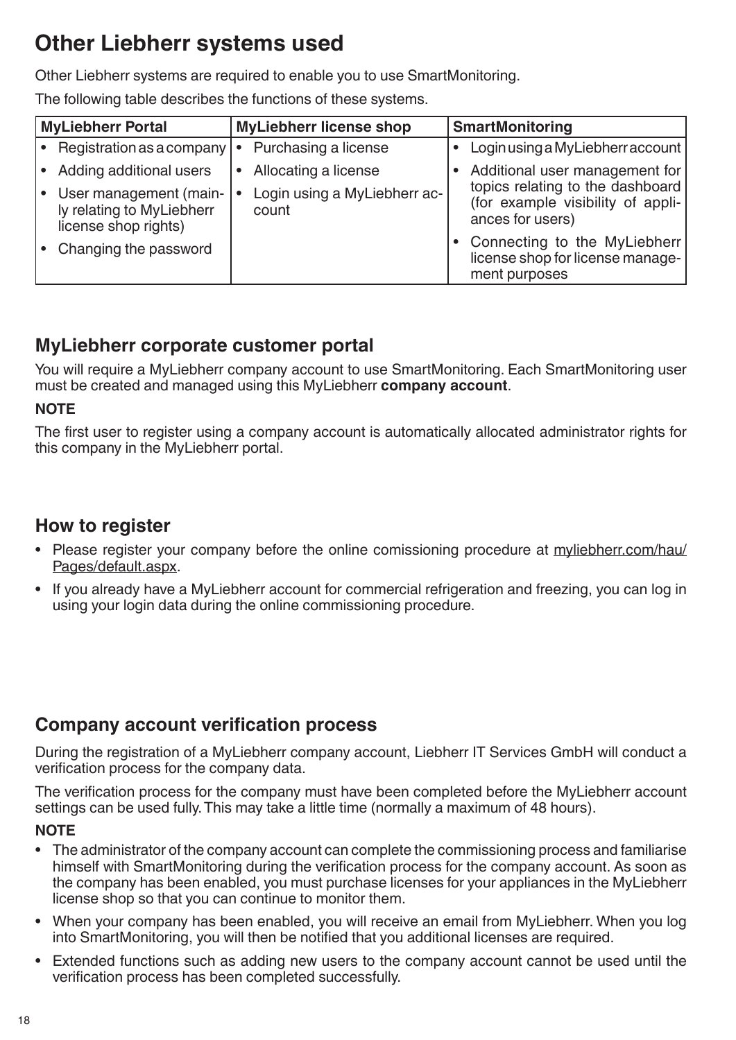# Other Liebherr systems used

Other Liebherr systems are required to enable you to use SmartMonitoring.

The following table describes the functions of these systems.

| MyLiebherr Portal | MyLiebherr license shop | SmartMonitoring |
|---|---|---|
| • Registration as a company<br>• Adding additional users<br>• User management (mainly relating to MyLiebherr license shop rights)<br>• Changing the password | • Purchasing a license<br>• Allocating a license<br>• Login using a MyLiebherr account | • Login using a MyLiebherr account<br>• Additional user management for topics relating to the dashboard (for example visibility of appliances for users)<br>• Connecting to the MyLiebherr license shop for license management purposes |

## MyLiebherr corporate customer portal

You will require a MyLiebherr company account to use SmartMonitoring. Each SmartMonitoring user must be created and managed using this MyLiebherr **company account**.

**NOTE**

The first user to register using a company account is automatically allocated administrator rights for this company in the MyLiebherr portal.

## How to register

- Please register your company before the online comissioning procedure at myliebherr.com/hau/Pages/default.aspx.
- If you already have a MyLiebherr account for commercial refrigeration and freezing, you can log in using your login data during the online commissioning procedure.

## Company account verification process

During the registration of a MyLiebherr company account, Liebherr IT Services GmbH will conduct a verification process for the company data.

The verification process for the company must have been completed before the MyLiebherr account settings can be used fully. This may take a little time (normally a maximum of 48 hours).

**NOTE**

- The administrator of the company account can complete the commissioning process and familiarise himself with SmartMonitoring during the verification process for the company account. As soon as the company has been enabled, you must purchase licenses for your appliances in the MyLiebherr license shop so that you can continue to monitor them.
- When your company has been enabled, you will receive an email from MyLiebherr. When you log into SmartMonitoring, you will then be notified that you additional licenses are required.
- Extended functions such as adding new users to the company account cannot be used until the verification process has been completed successfully.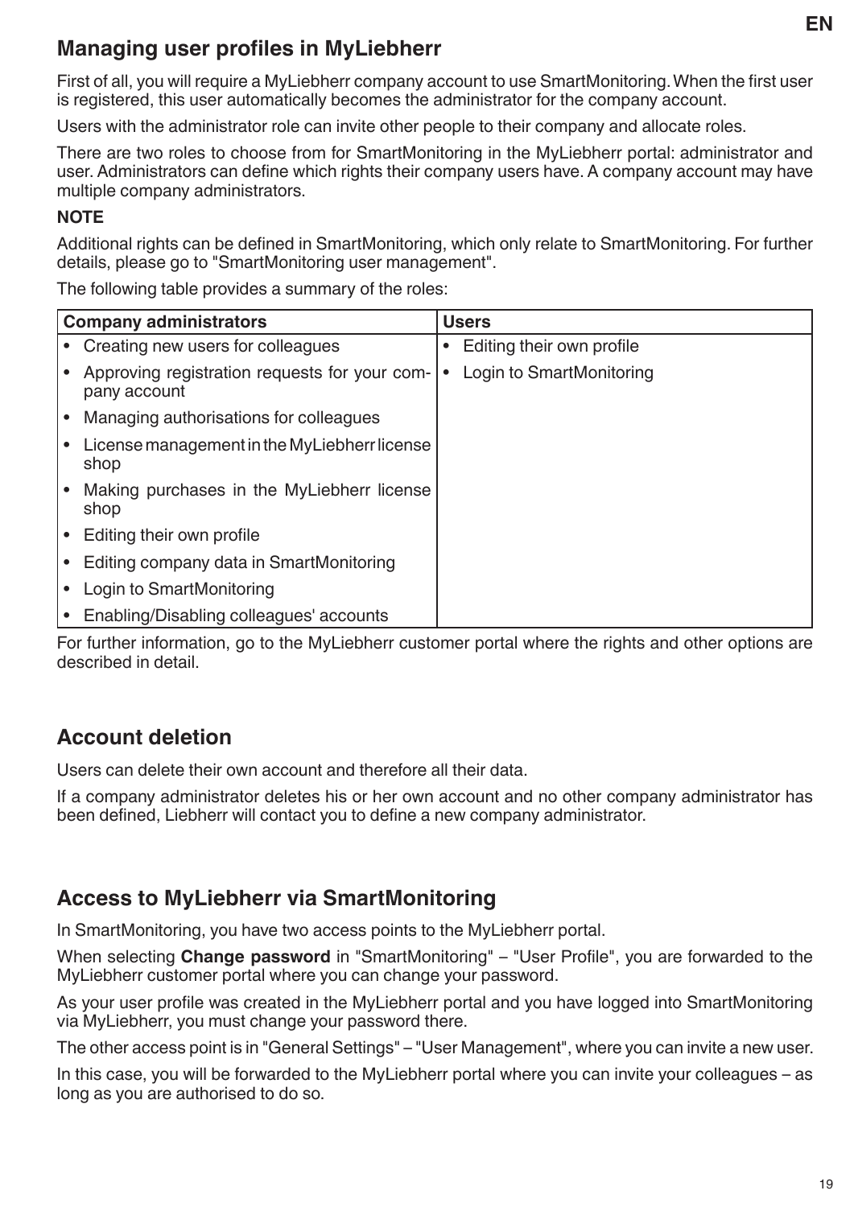## Managing user profiles in MyLiebherr

First of all, you will require a MyLiebherr company account to use SmartMonitoring. When the first user is registered, this user automatically becomes the administrator for the company account.

Users with the administrator role can invite other people to their company and allocate roles.

There are two roles to choose from for SmartMonitoring in the MyLiebherr portal: administrator and user. Administrators can define which rights their company users have. A company account may have multiple company administrators.

**NOTE**

Additional rights can be defined in SmartMonitoring, which only relate to SmartMonitoring. For further details, please go to "SmartMonitoring user management".

The following table provides a summary of the roles:

| Company administrators | Users |
|---|---|
| • Creating new users for colleagues | • Editing their own profile |
| • Approving registration requests for your company account | • Login to SmartMonitoring |
| • Managing authorisations for colleagues | |
| • License management in the MyLiebherr license shop | |
| • Making purchases in the MyLiebherr license shop | |
| • Editing their own profile | |
| • Editing company data in SmartMonitoring | |
| • Login to SmartMonitoring | |
| • Enabling/Disabling colleagues' accounts | |

For further information, go to the MyLiebherr customer portal where the rights and other options are described in detail.

## Account deletion

Users can delete their own account and therefore all their data.

If a company administrator deletes his or her own account and no other company administrator has been defined, Liebherr will contact you to define a new company administrator.

## Access to MyLiebherr via SmartMonitoring

In SmartMonitoring, you have two access points to the MyLiebherr portal.

When selecting **Change password** in "SmartMonitoring" – "User Profile", you are forwarded to the MyLiebherr customer portal where you can change your password.

As your user profile was created in the MyLiebherr portal and you have logged into SmartMonitoring via MyLiebherr, you must change your password there.

The other access point is in "General Settings" – "User Management", where you can invite a new user.

In this case, you will be forwarded to the MyLiebherr portal where you can invite your colleagues – as long as you are authorised to do so.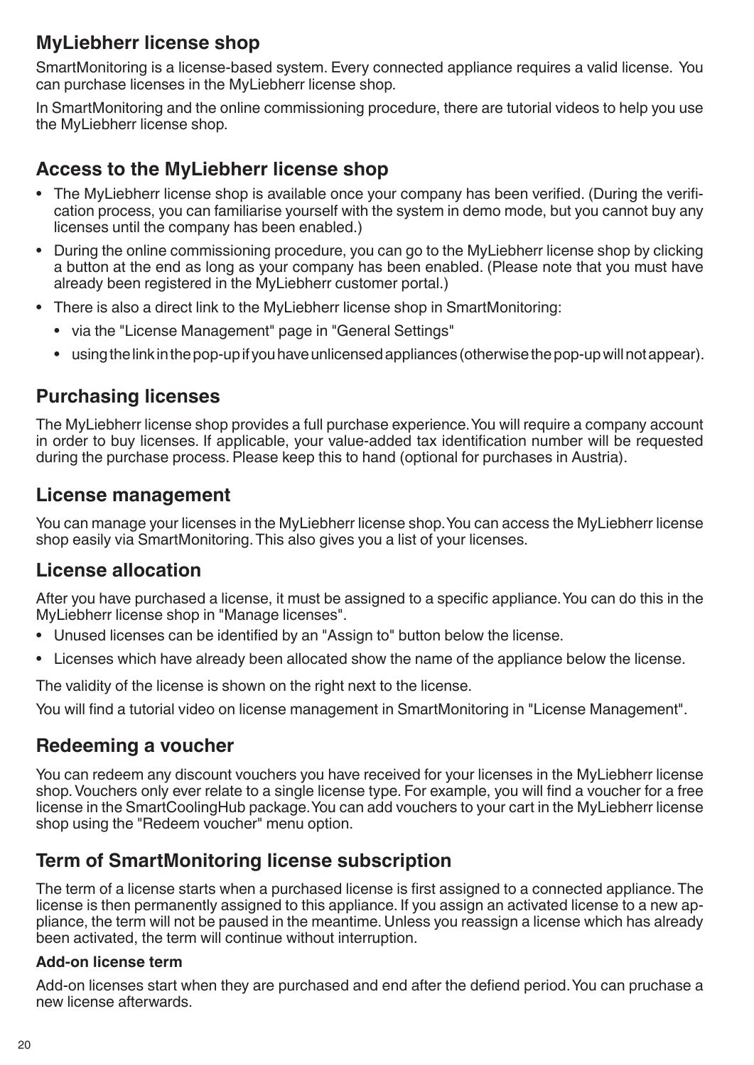## MyLiebherr license shop

SmartMonitoring is a license-based system. Every connected appliance requires a valid license. You can purchase licenses in the MyLiebherr license shop.

In SmartMonitoring and the online commissioning procedure, there are tutorial videos to help you use the MyLiebherr license shop.

## Access to the MyLiebherr license shop

- The MyLiebherr license shop is available once your company has been verified. (During the verification process, you can familiarise yourself with the system in demo mode, but you cannot buy any licenses until the company has been enabled.)
- During the online commissioning procedure, you can go to the MyLiebherr license shop by clicking a button at the end as long as your company has been enabled. (Please note that you must have already been registered in the MyLiebherr customer portal.)
- There is also a direct link to the MyLiebherr license shop in SmartMonitoring:
  - via the "License Management" page in "General Settings"
  - using the link in the pop-up if you have unlicensed appliances (otherwise the pop-up will not appear).

## Purchasing licenses

The MyLiebherr license shop provides a full purchase experience. You will require a company account in order to buy licenses. If applicable, your value-added tax identification number will be requested during the purchase process. Please keep this to hand (optional for purchases in Austria).

## License management

You can manage your licenses in the MyLiebherr license shop. You can access the MyLiebherr license shop easily via SmartMonitoring. This also gives you a list of your licenses.

## License allocation

After you have purchased a license, it must be assigned to a specific appliance. You can do this in the MyLiebherr license shop in "Manage licenses".

- Unused licenses can be identified by an "Assign to" button below the license.
- Licenses which have already been allocated show the name of the appliance below the license.

The validity of the license is shown on the right next to the license.

You will find a tutorial video on license management in SmartMonitoring in "License Management".

## Redeeming a voucher

You can redeem any discount vouchers you have received for your licenses in the MyLiebherr license shop. Vouchers only ever relate to a single license type. For example, you will find a voucher for a free license in the SmartCoolingHub package. You can add vouchers to your cart in the MyLiebherr license shop using the "Redeem voucher" menu option.

## Term of SmartMonitoring license subscription

The term of a license starts when a purchased license is first assigned to a connected appliance. The license is then permanently assigned to this appliance. If you assign an activated license to a new appliance, the term will not be paused in the meantime. Unless you reassign a license which has already been activated, the term will continue without interruption.

### Add-on license term

Add-on licenses start when they are purchased and end after the defiend period. You can pruchase a new license afterwards.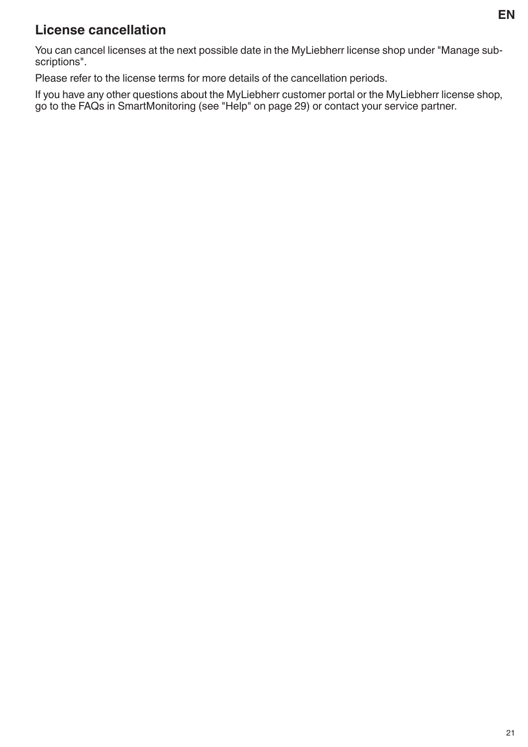## License cancellation

You can cancel licenses at the next possible date in the MyLiebherr license shop under "Manage subscriptions".

Please refer to the license terms for more details of the cancellation periods.

If you have any other questions about the MyLiebherr customer portal or the MyLiebherr license shop, go to the FAQs in SmartMonitoring (see "Help" on page 29) or contact your service partner.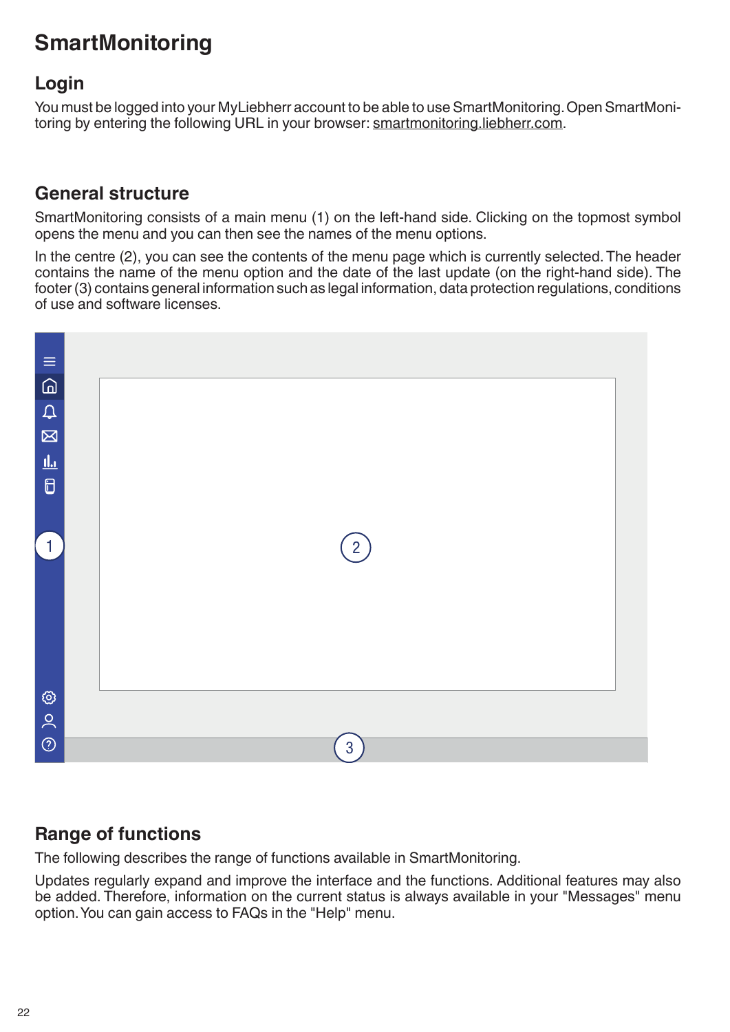# SmartMonitoring

## Login

You must be logged into your MyLiebherr account to be able to use SmartMonitoring. Open SmartMonitoring by entering the following URL in your browser: smartmonitoring.liebherr.com.

## General structure

SmartMonitoring consists of a main menu (1) on the left-hand side. Clicking on the topmost symbol opens the menu and you can then see the names of the menu options.

In the centre (2), you can see the contents of the menu page which is currently selected. The header contains the name of the menu option and the date of the last update (on the right-hand side). The footer (3) contains general information such as legal information, data protection regulations, conditions of use and software licenses.

## Range of functions

The following describes the range of functions available in SmartMonitoring.

Updates regularly expand and improve the interface and the functions. Additional features may also be added. Therefore, information on the current status is always available in your "Messages" menu option. You can gain access to FAQs in the "Help" menu.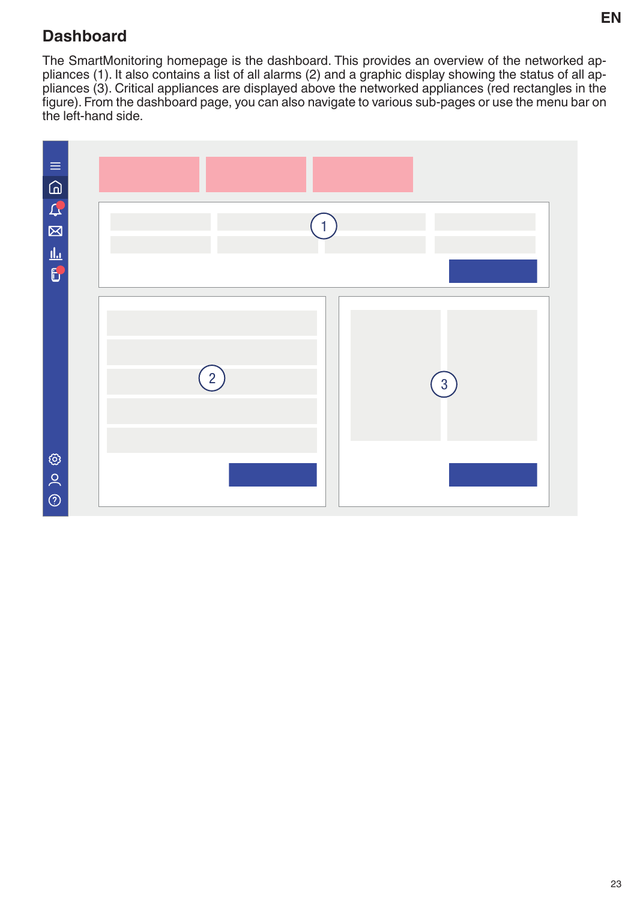## Dashboard

The SmartMonitoring homepage is the dashboard. This provides an overview of the networked appliances (1). It also contains a list of all alarms (2) and a graphic display showing the status of all appliances (3). Critical appliances are displayed above the networked appliances (red rectangles in the figure). From the dashboard page, you can also navigate to various sub-pages or use the menu bar on the left-hand side.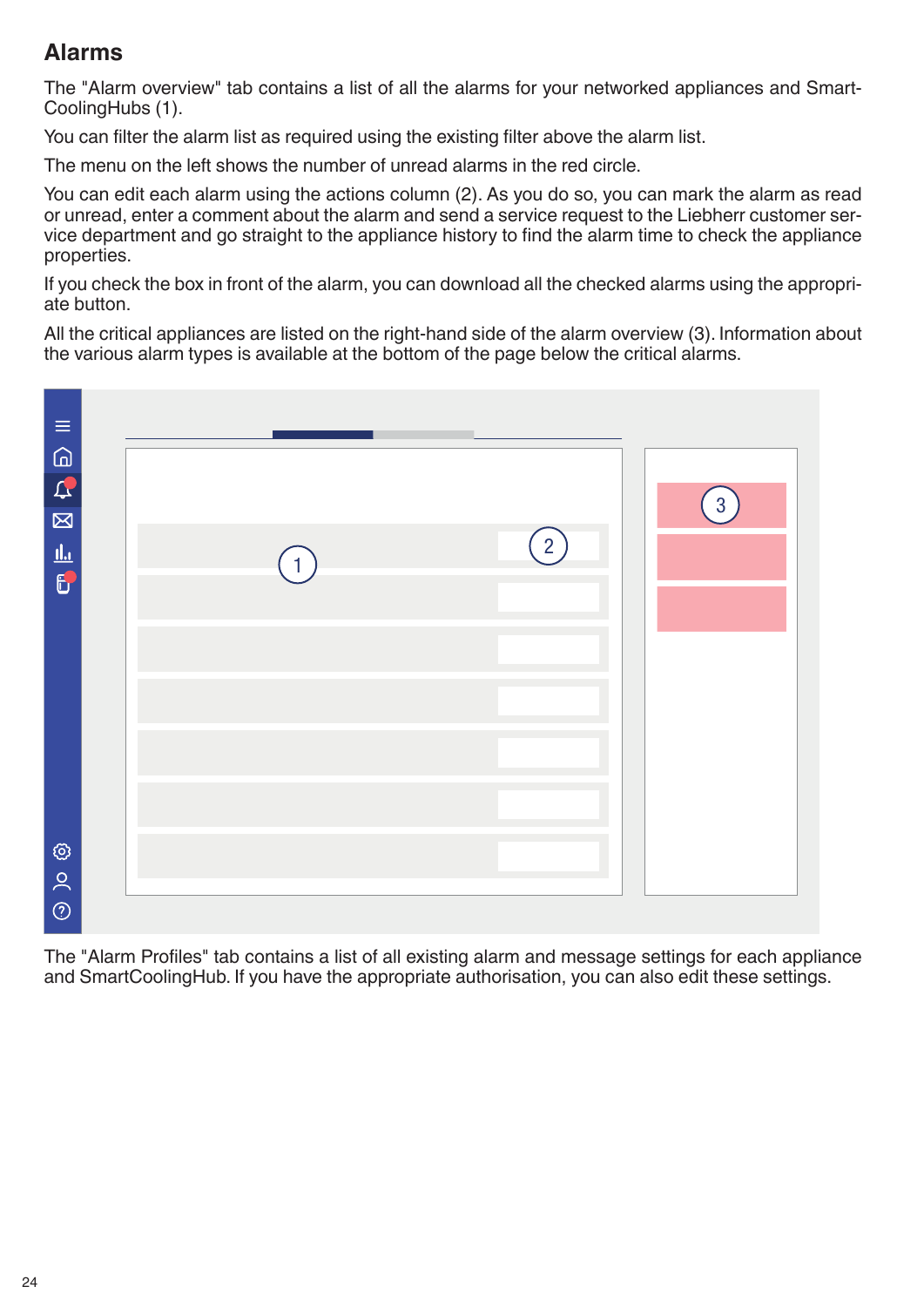## Alarms

The "Alarm overview" tab contains a list of all the alarms for your networked appliances and SmartCoolingHubs (1).

You can filter the alarm list as required using the existing filter above the alarm list.

The menu on the left shows the number of unread alarms in the red circle.

You can edit each alarm using the actions column (2). As you do so, you can mark the alarm as read or unread, enter a comment about the alarm and send a service request to the Liebherr customer service department and go straight to the appliance history to find the alarm time to check the appliance properties.

If you check the box in front of the alarm, you can download all the checked alarms using the appropriate button.

All the critical appliances are listed on the right-hand side of the alarm overview (3). Information about the various alarm types is available at the bottom of the page below the critical alarms.

The "Alarm Profiles" tab contains a list of all existing alarm and message settings for each appliance and SmartCoolingHub. If you have the appropriate authorisation, you can also edit these settings.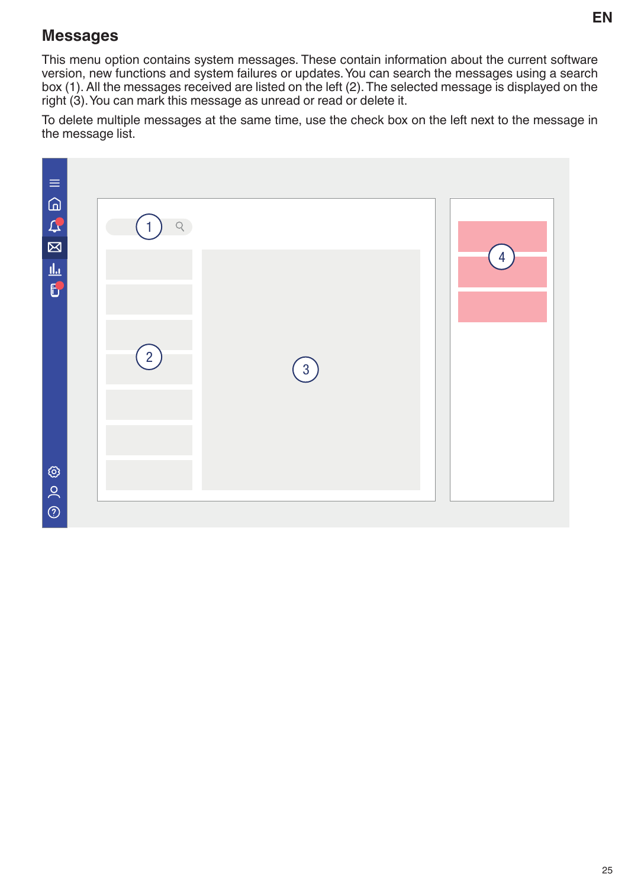## Messages

This menu option contains system messages. These contain information about the current software version, new functions and system failures or updates. You can search the messages using a search box (1). All the messages received are listed on the left (2). The selected message is displayed on the right (3). You can mark this message as unread or read or delete it.

To delete multiple messages at the same time, use the check box on the left next to the message in the message list.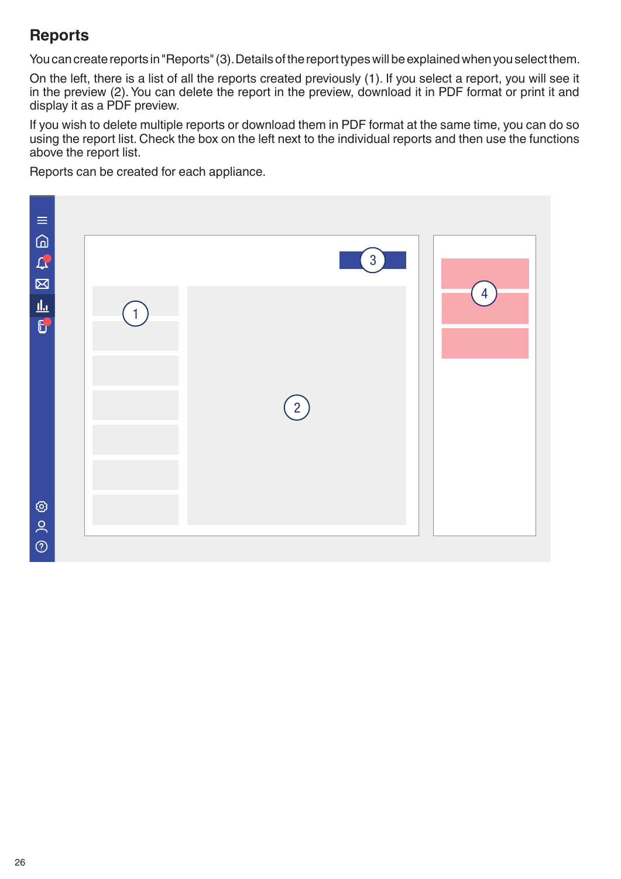## Reports

You can create reports in "Reports" (3). Details of the report types will be explained when you select them.

On the left, there is a list of all the reports created previously (1). If you select a report, you will see it in the preview (2). You can delete the report in the preview, download it in PDF format or print it and display it as a PDF preview.

If you wish to delete multiple reports or download them in PDF format at the same time, you can do so using the report list. Check the box on the left next to the individual reports and then use the functions above the report list.

Reports can be created for each appliance.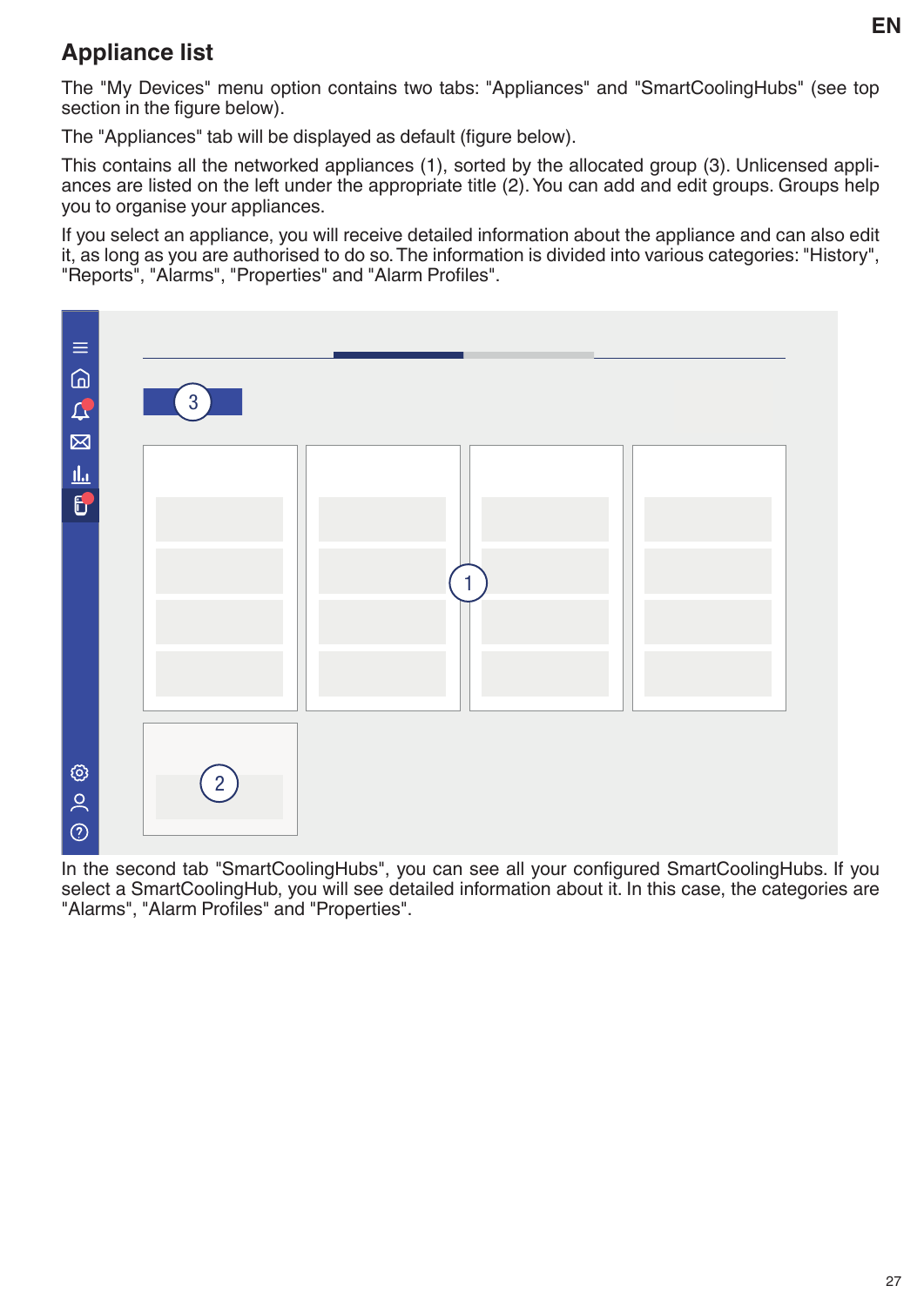## Appliance list

The "My Devices" menu option contains two tabs: "Appliances" and "SmartCoolingHubs" (see top section in the figure below).

The "Appliances" tab will be displayed as default (figure below).

This contains all the networked appliances (1), sorted by the allocated group (3). Unlicensed appliances are listed on the left under the appropriate title (2). You can add and edit groups. Groups help you to organise your appliances.

If you select an appliance, you will receive detailed information about the appliance and can also edit it, as long as you are authorised to do so. The information is divided into various categories: "History", "Reports", "Alarms", "Properties" and "Alarm Profiles".

In the second tab "SmartCoolingHubs", you can see all your configured SmartCoolingHubs. If you select a SmartCoolingHub, you will see detailed information about it. In this case, the categories are "Alarms", "Alarm Profiles" and "Properties".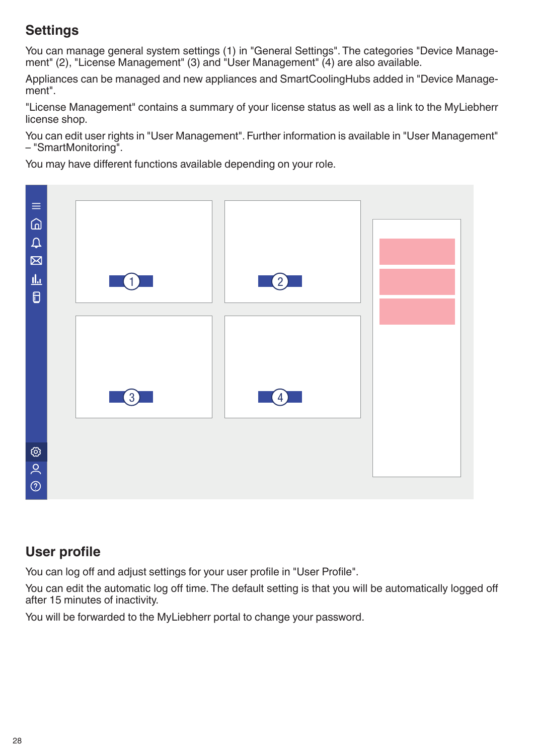## Settings

You can manage general system settings (1) in "General Settings". The categories "Device Management" (2), "License Management" (3) and "User Management" (4) are also available.

Appliances can be managed and new appliances and SmartCoolingHubs added in "Device Management".

"License Management" contains a summary of your license status as well as a link to the MyLiebherr license shop.

You can edit user rights in "User Management". Further information is available in "User Management" – "SmartMonitoring".

You may have different functions available depending on your role.

## User profile

You can log off and adjust settings for your user profile in "User Profile".

You can edit the automatic log off time. The default setting is that you will be automatically logged off after 15 minutes of inactivity.

You will be forwarded to the MyLiebherr portal to change your password.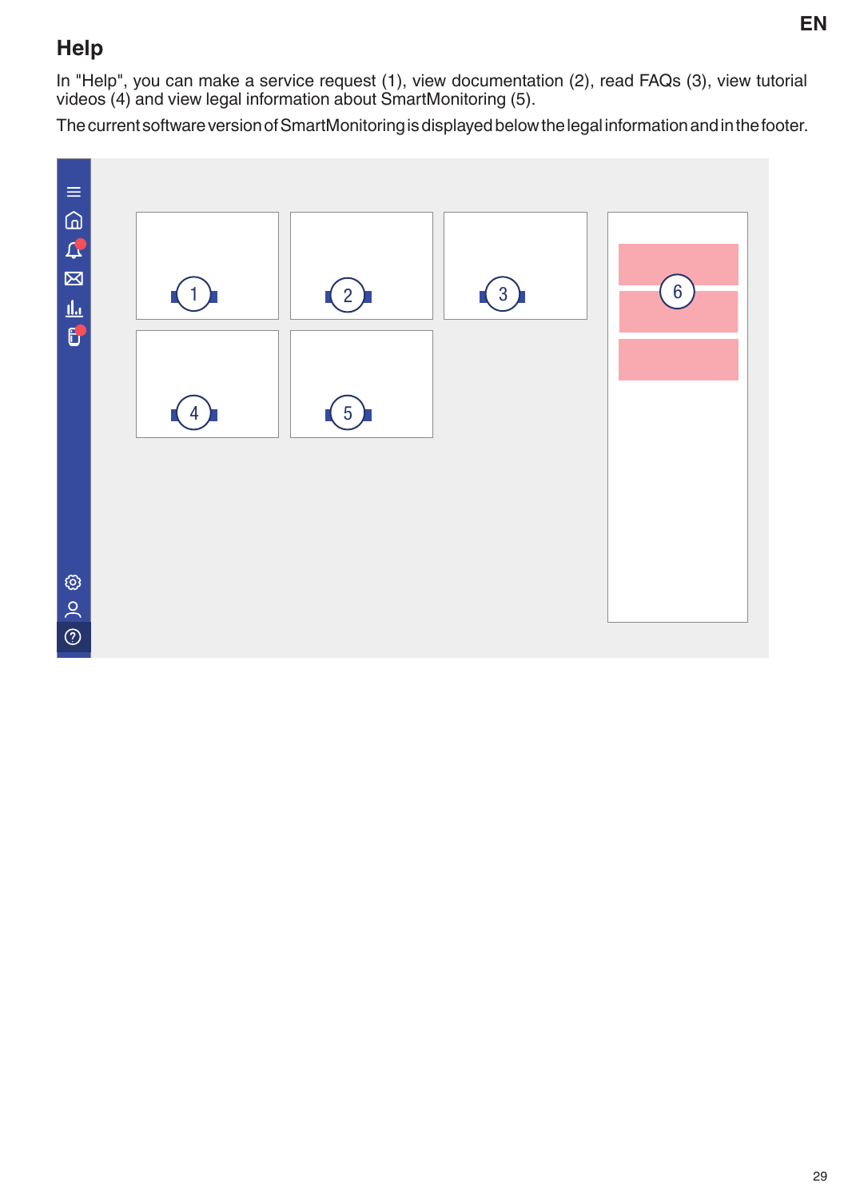## Help

In "Help", you can make a service request (1), view documentation (2), read FAQs (3), view tutorial videos (4) and view legal information about SmartMonitoring (5).

The current software version of SmartMonitoring is displayed below the legal information and in the footer.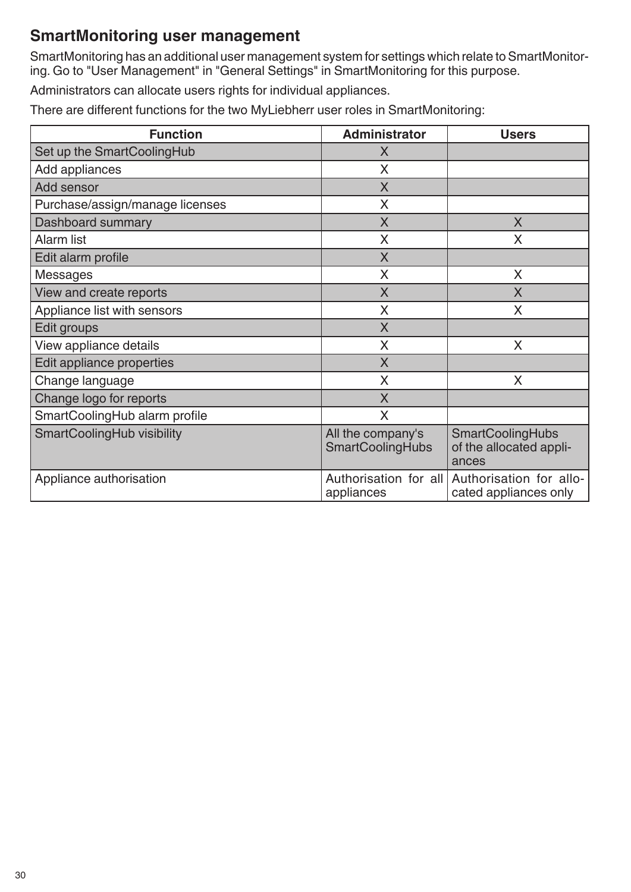## SmartMonitoring user management

SmartMonitoring has an additional user management system for settings which relate to SmartMonitoring. Go to "User Management" in "General Settings" in SmartMonitoring for this purpose.

Administrators can allocate users rights for individual appliances.

There are different functions for the two MyLiebherr user roles in SmartMonitoring:

| Function | Administrator | Users |
|---|---|---|
| Set up the SmartCoolingHub | X | |
| Add appliances | X | |
| Add sensor | X | |
| Purchase/assign/manage licenses | X | |
| Dashboard summary | X | X |
| Alarm list | X | X |
| Edit alarm profile | X | |
| Messages | X | X |
| View and create reports | X | X |
| Appliance list with sensors | X | X |
| Edit groups | X | |
| View appliance details | X | X |
| Edit appliance properties | X | |
| Change language | X | X |
| Change logo for reports | X | |
| SmartCoolingHub alarm profile | X | |
| SmartCoolingHub visibility | All the company's SmartCoolingHubs | SmartCoolingHubs of the allocated appliances |
| Appliance authorisation | Authorisation for all appliances | Authorisation for allocated appliances only |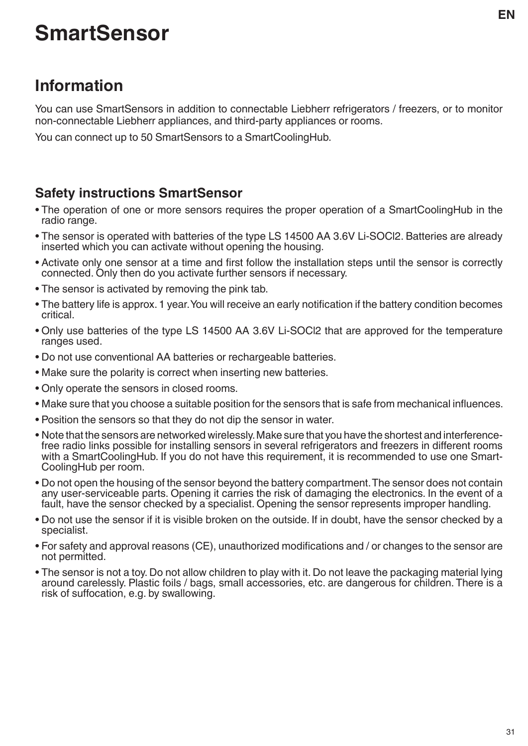# SmartSensor

## Information

You can use SmartSensors in addition to connectable Liebherr refrigerators / freezers, or to monitor non-connectable Liebherr appliances, and third-party appliances or rooms.

You can connect up to 50 SmartSensors to a SmartCoolingHub.

### Safety instructions SmartSensor

- The operation of one or more sensors requires the proper operation of a SmartCoolingHub in the radio range.
- The sensor is operated with batteries of the type LS 14500 AA 3.6V Li-SOCl2. Batteries are already inserted which you can activate without opening the housing.
- Activate only one sensor at a time and first follow the installation steps until the sensor is correctly connected. Only then do you activate further sensors if necessary.
- The sensor is activated by removing the pink tab.
- The battery life is approx. 1 year. You will receive an early notification if the battery condition becomes critical.
- Only use batteries of the type LS 14500 AA 3.6V Li-SOCl2 that are approved for the temperature ranges used.
- Do not use conventional AA batteries or rechargeable batteries.
- Make sure the polarity is correct when inserting new batteries.
- Only operate the sensors in closed rooms.
- Make sure that you choose a suitable position for the sensors that is safe from mechanical influences.
- Position the sensors so that they do not dip the sensor in water.
- Note that the sensors are networked wirelessly. Make sure that you have the shortest and interference-free radio links possible for installing sensors in several refrigerators and freezers in different rooms with a SmartCoolingHub. If you do not have this requirement, it is recommended to use one Smart-CoolingHub per room.
- Do not open the housing of the sensor beyond the battery compartment. The sensor does not contain any user-serviceable parts. Opening it carries the risk of damaging the electronics. In the event of a fault, have the sensor checked by a specialist. Opening the sensor represents improper handling.
- Do not use the sensor if it is visible broken on the outside. If in doubt, have the sensor checked by a specialist.
- For safety and approval reasons (CE), unauthorized modifications and / or changes to the sensor are not permitted.
- The sensor is not a toy. Do not allow children to play with it. Do not leave the packaging material lying around carelessly. Plastic foils / bags, small accessories, etc. are dangerous for children. There is a risk of suffocation, e.g. by swallowing.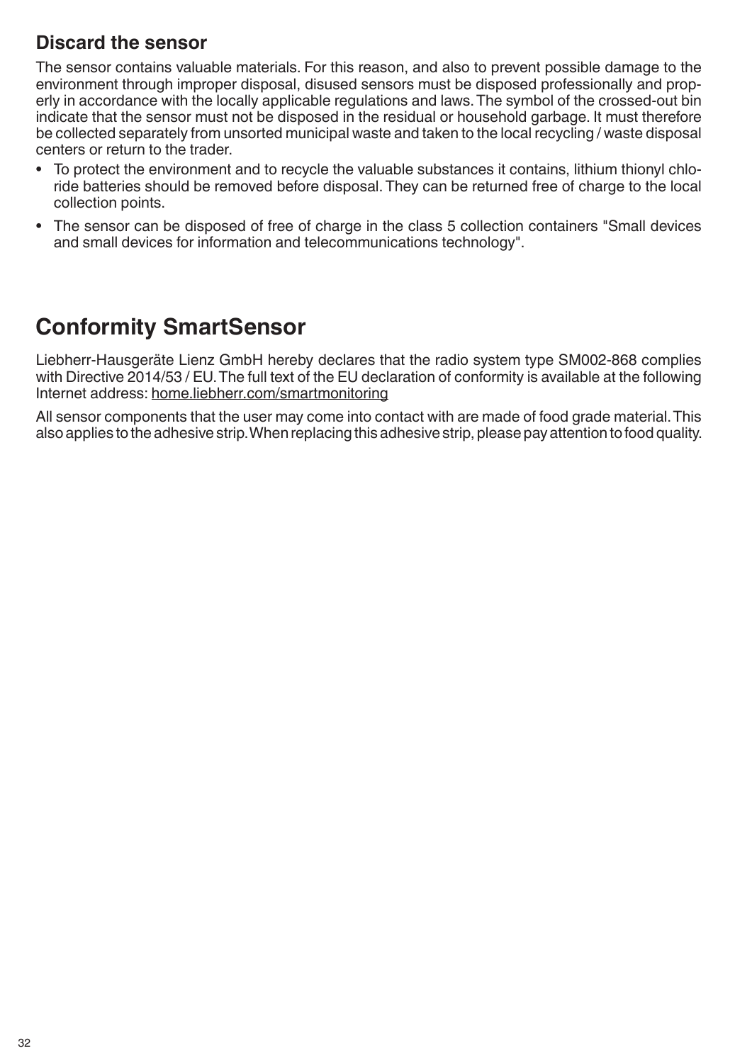### Discard the sensor

The sensor contains valuable materials. For this reason, and also to prevent possible damage to the environment through improper disposal, disused sensors must be disposed professionally and properly in accordance with the locally applicable regulations and laws. The symbol of the crossed-out bin indicate that the sensor must not be disposed in the residual or household garbage. It must therefore be collected separately from unsorted municipal waste and taken to the local recycling / waste disposal centers or return to the trader.

- To protect the environment and to recycle the valuable substances it contains, lithium thionyl chloride batteries should be removed before disposal. They can be returned free of charge to the local collection points.
- The sensor can be disposed of free of charge in the class 5 collection containers "Small devices and small devices for information and telecommunications technology".

## Conformity SmartSensor

Liebherr-Hausgeräte Lienz GmbH hereby declares that the radio system type SM002-868 complies with Directive 2014/53 / EU. The full text of the EU declaration of conformity is available at the following Internet address: home.liebherr.com/smartmonitoring

All sensor components that the user may come into contact with are made of food grade material. This also applies to the adhesive strip. When replacing this adhesive strip, please pay attention to food quality.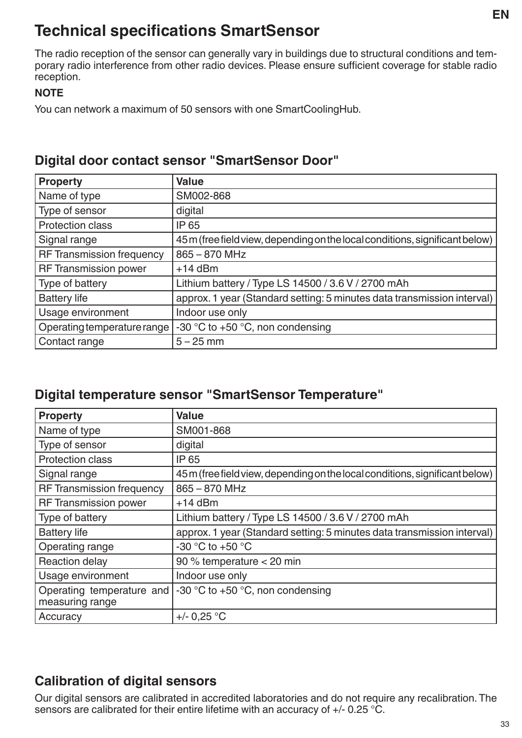# Technical specifications SmartSensor

The radio reception of the sensor can generally vary in buildings due to structural conditions and temporary radio interference from other radio devices. Please ensure sufficient coverage for stable radio reception.

**NOTE**

You can network a maximum of 50 sensors with one SmartCoolingHub.

## Digital door contact sensor "SmartSensor Door"

| Property | Value |
| --- | --- |
| Name of type | SM002-868 |
| Type of sensor | digital |
| Protection class | IP 65 |
| Signal range | 45 m (free field view, depending on the local conditions, significant below) |
| RF Transmission frequency | 865 – 870 MHz |
| RF Transmission power | +14 dBm |
| Type of battery | Lithium battery / Type LS 14500 / 3.6 V / 2700 mAh |
| Battery life | approx. 1 year (Standard setting: 5 minutes data transmission interval) |
| Usage environment | Indoor use only |
| Operating temperature range | -30 °C to +50 °C, non condensing |
| Contact range | 5 – 25 mm |

## Digital temperature sensor "SmartSensor Temperature"

| Property | Value |
| --- | --- |
| Name of type | SM001-868 |
| Type of sensor | digital |
| Protection class | IP 65 |
| Signal range | 45 m (free field view, depending on the local conditions, significant below) |
| RF Transmission frequency | 865 – 870 MHz |
| RF Transmission power | +14 dBm |
| Type of battery | Lithium battery / Type LS 14500 / 3.6 V / 2700 mAh |
| Battery life | approx. 1 year (Standard setting: 5 minutes data transmission interval) |
| Operating range | -30 °C to +50 °C |
| Reaction delay | 90 % temperature < 20 min |
| Usage environment | Indoor use only |
| Operating temperature and measuring range | -30 °C to +50 °C, non condensing |
| Accuracy | +/- 0,25 °C |

## Calibration of digital sensors

Our digital sensors are calibrated in accredited laboratories and do not require any recalibration. The sensors are calibrated for their entire lifetime with an accuracy of +/- 0.25 °C.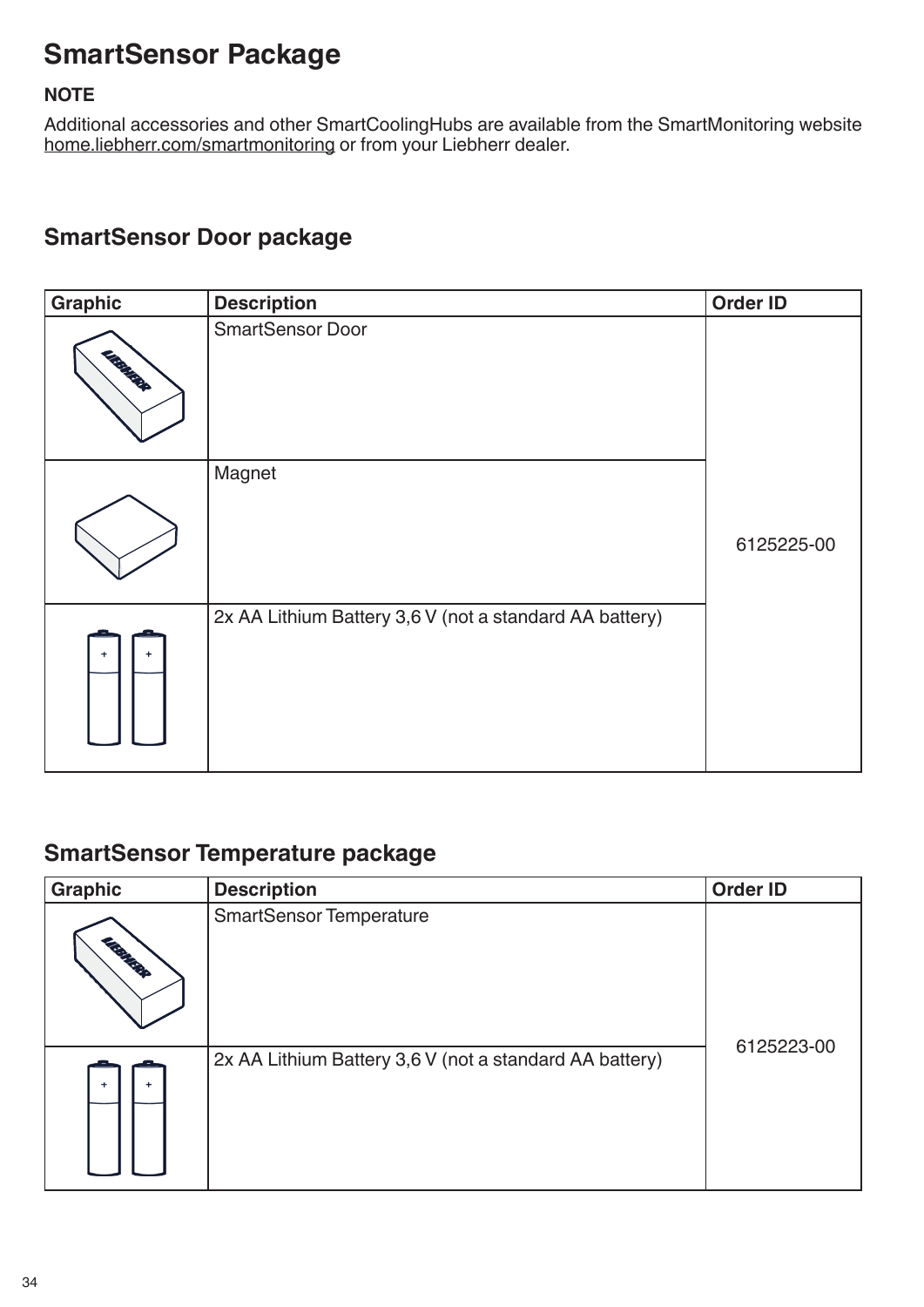# SmartSensor Package

**NOTE**

Additional accessories and other SmartCoolingHubs are available from the SmartMonitoring website home.liebherr.com/smartmonitoring or from your Liebherr dealer.

## SmartSensor Door package

| Graphic | Description | Order ID |
|---|---|---|
| | SmartSensor Door | 6125225-00 |
| | Magnet | |
| | 2x AA Lithium Battery 3,6 V (not a standard AA battery) | |

## SmartSensor Temperature package

| Graphic | Description | Order ID |
|---|---|---|
| | SmartSensor Temperature | 6125223-00 |
| | 2x AA Lithium Battery 3,6 V (not a standard AA battery) | |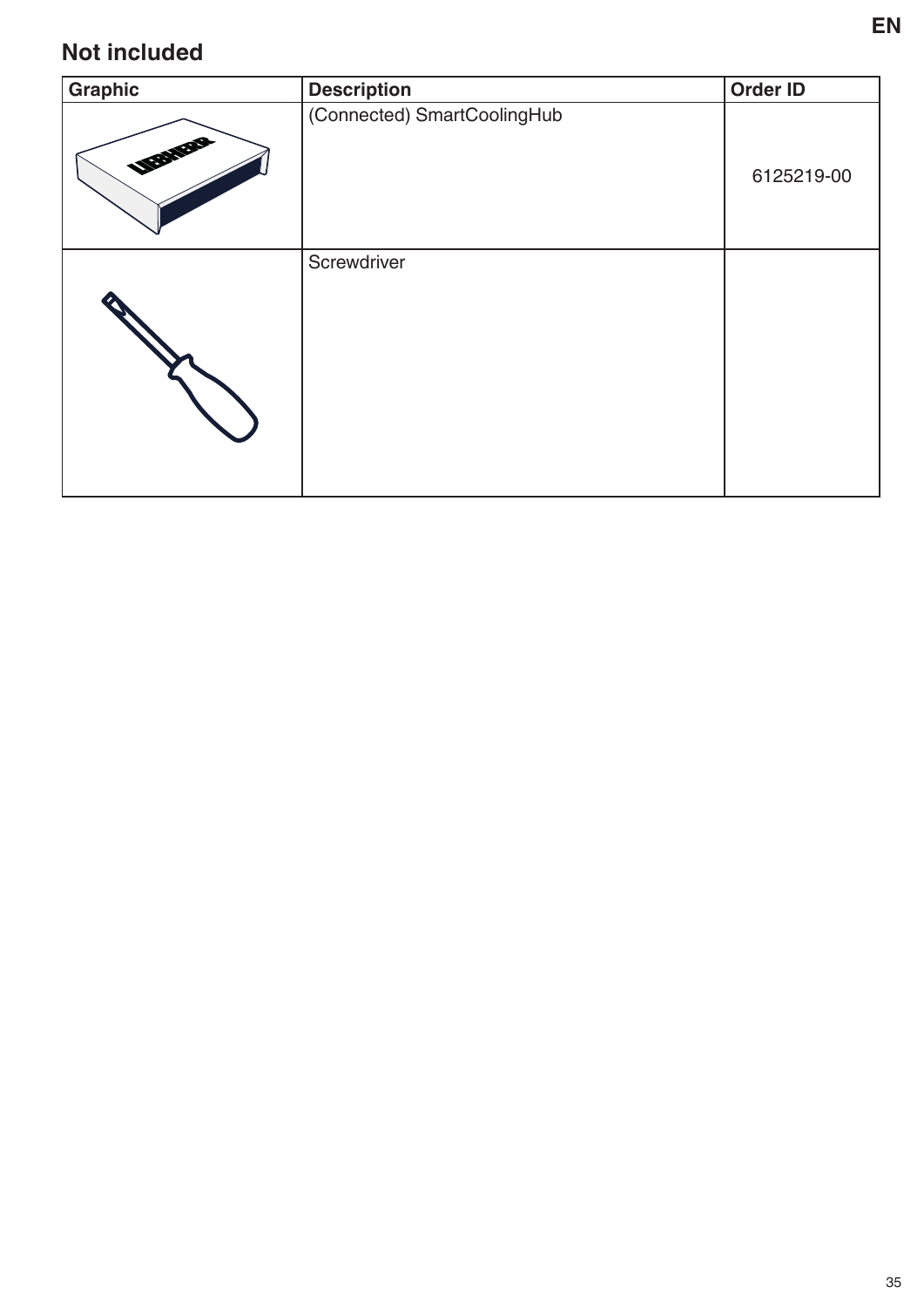## Not included

| Graphic | Description | Order ID |
|---|---|---|
| | (Connected) SmartCoolingHub | 6125219-00 |
| | Screwdriver | |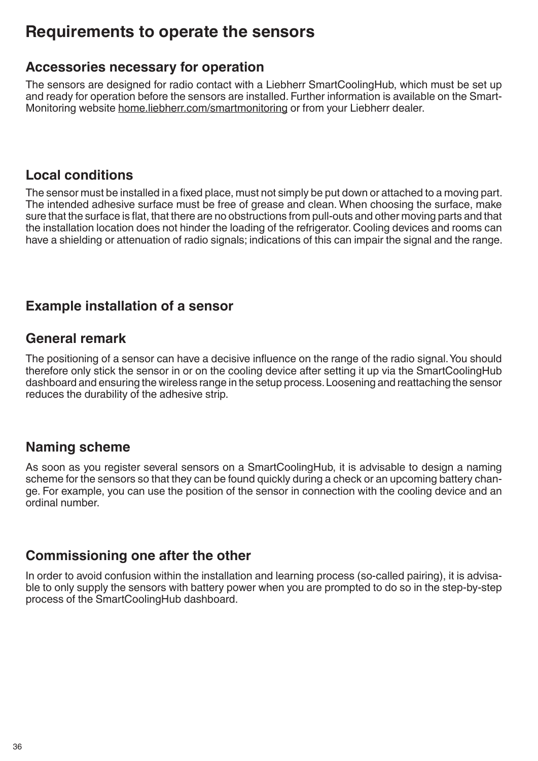# Requirements to operate the sensors

## Accessories necessary for operation

The sensors are designed for radio contact with a Liebherr SmartCoolingHub, which must be set up and ready for operation before the sensors are installed. Further information is available on the Smart-Monitoring website home.liebherr.com/smartmonitoring or from your Liebherr dealer.

## Local conditions

The sensor must be installed in a fixed place, must not simply be put down or attached to a moving part. The intended adhesive surface must be free of grease and clean. When choosing the surface, make sure that the surface is flat, that there are no obstructions from pull-outs and other moving parts and that the installation location does not hinder the loading of the refrigerator. Cooling devices and rooms can have a shielding or attenuation of radio signals; indications of this can impair the signal and the range.

## Example installation of a sensor

## General remark

The positioning of a sensor can have a decisive influence on the range of the radio signal. You should therefore only stick the sensor in or on the cooling device after setting it up via the SmartCoolingHub dashboard and ensuring the wireless range in the setup process. Loosening and reattaching the sensor reduces the durability of the adhesive strip.

## Naming scheme

As soon as you register several sensors on a SmartCoolingHub, it is advisable to design a naming scheme for the sensors so that they can be found quickly during a check or an upcoming battery change. For example, you can use the position of the sensor in connection with the cooling device and an ordinal number.

## Commissioning one after the other

In order to avoid confusion within the installation and learning process (so-called pairing), it is advisable to only supply the sensors with battery power when you are prompted to do so in the step-by-step process of the SmartCoolingHub dashboard.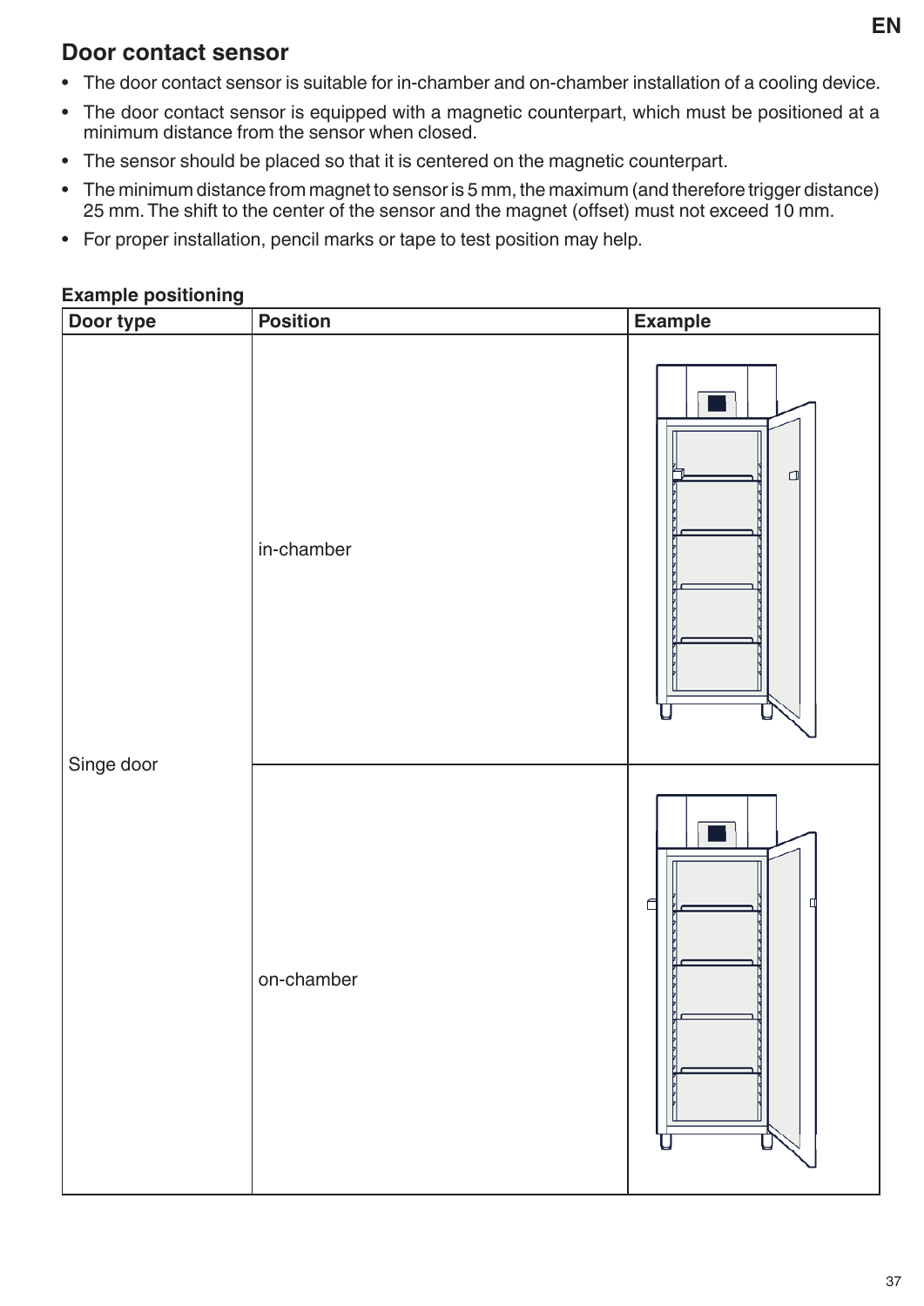## Door contact sensor

- The door contact sensor is suitable for in-chamber and on-chamber installation of a cooling device.
- The door contact sensor is equipped with a magnetic counterpart, which must be positioned at a minimum distance from the sensor when closed.
- The sensor should be placed so that it is centered on the magnetic counterpart.
- The minimum distance from magnet to sensor is 5 mm, the maximum (and therefore trigger distance) 25 mm. The shift to the center of the sensor and the magnet (offset) must not exceed 10 mm.
- For proper installation, pencil marks or tape to test position may help.

**Example positioning**

| Door type | Position | Example |
|---|---|---|
| Singe door | in-chamber | |
| | on-chamber | |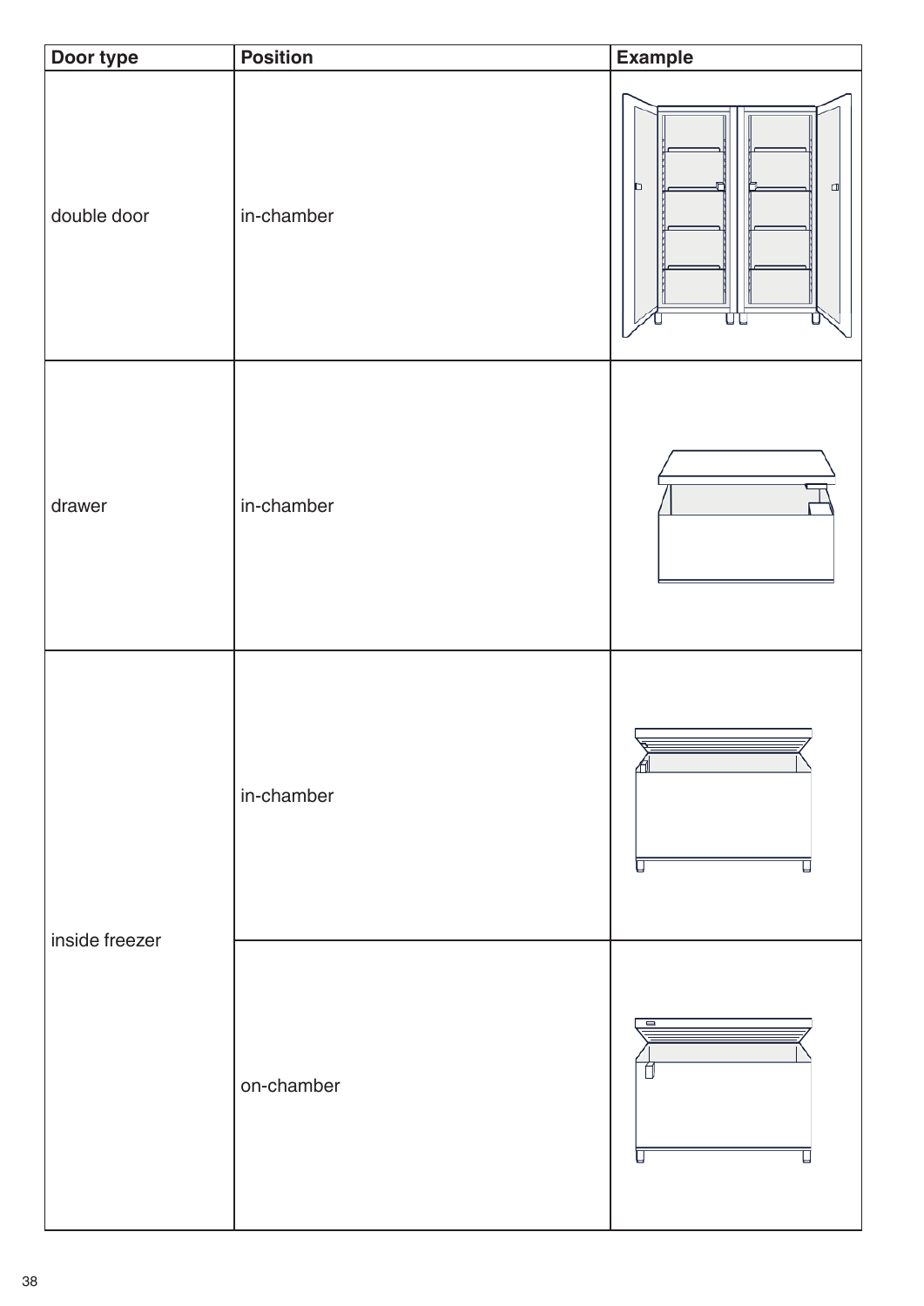| Door type | Position | Example |
|---|---|---|
| double door | in-chamber | |
| drawer | in-chamber | |
| inside freezer | in-chamber | |
| | on-chamber | |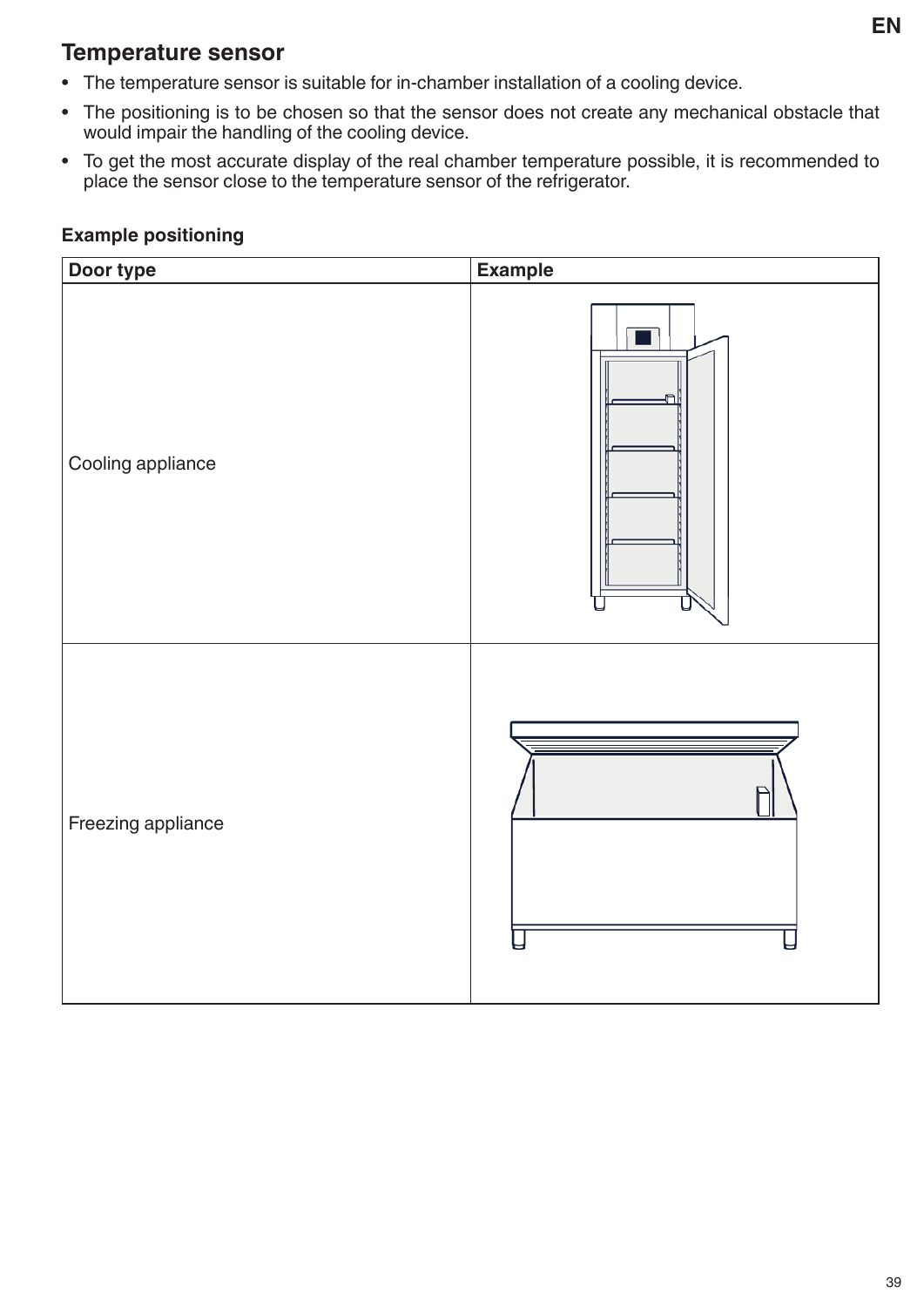## Temperature sensor

- The temperature sensor is suitable for in-chamber installation of a cooling device.
- The positioning is to be chosen so that the sensor does not create any mechanical obstacle that would impair the handling of the cooling device.
- To get the most accurate display of the real chamber temperature possible, it is recommended to place the sensor close to the temperature sensor of the refrigerator.

**Example positioning**

| Door type | Example |
| --- | --- |
| Cooling appliance | |
| Freezing appliance | |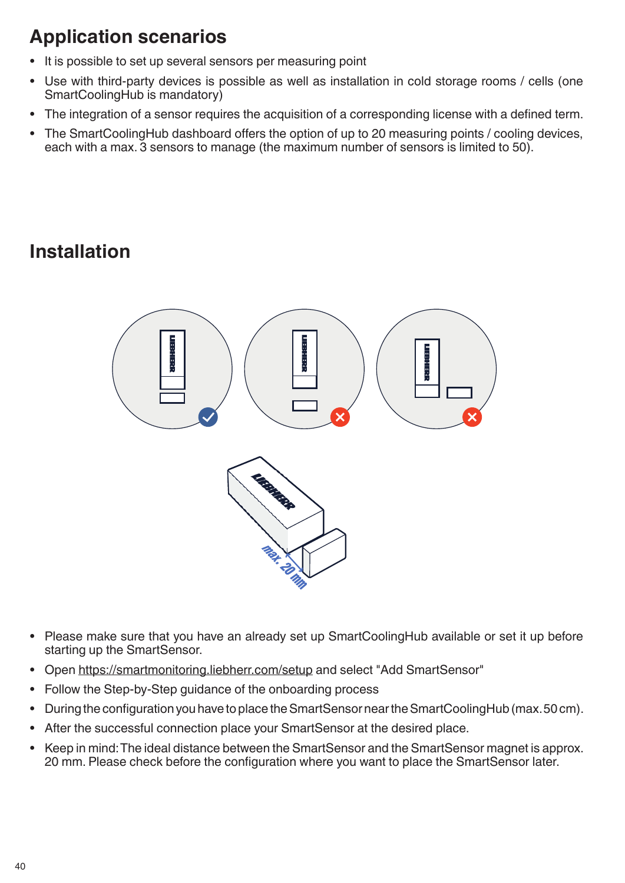## Application scenarios

- It is possible to set up several sensors per measuring point
- Use with third-party devices is possible as well as installation in cold storage rooms / cells (one SmartCoolingHub is mandatory)
- The integration of a sensor requires the acquisition of a corresponding license with a defined term.
- The SmartCoolingHub dashboard offers the option of up to 20 measuring points / cooling devices, each with a max. 3 sensors to manage (the maximum number of sensors is limited to 50).

## Installation

- Please make sure that you have an already set up SmartCoolingHub available or set it up before starting up the SmartSensor.
- Open https://smartmonitoring.liebherr.com/setup and select "Add SmartSensor"
- Follow the Step-by-Step guidance of the onboarding process
- During the configuration you have to place the SmartSensor near the SmartCoolingHub (max. 50 cm).
- After the successful connection place your SmartSensor at the desired place.
- Keep in mind: The ideal distance between the SmartSensor and the SmartSensor magnet is approx. 20 mm. Please check before the configuration where you want to place the SmartSensor later.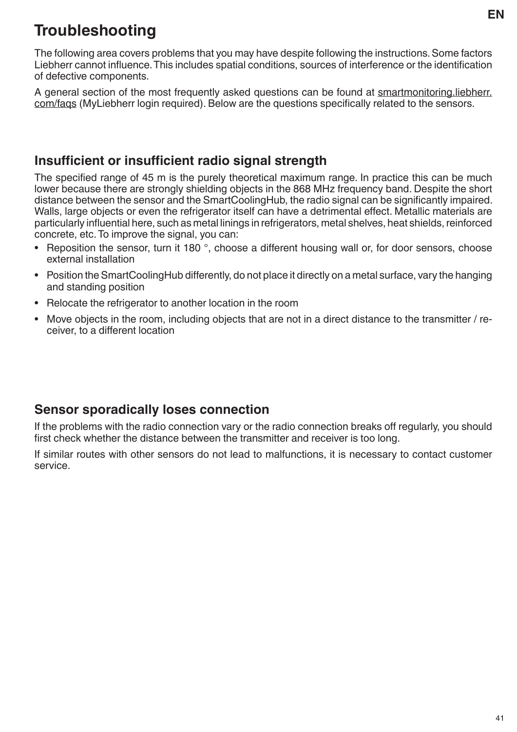# Troubleshooting

The following area covers problems that you may have despite following the instructions. Some factors Liebherr cannot influence. This includes spatial conditions, sources of interference or the identification of defective components.

A general section of the most frequently asked questions can be found at smartmonitoring.liebherr.com/faqs (MyLiebherr login required). Below are the questions specifically related to the sensors.

## Insufficient or insufficient radio signal strength

The specified range of 45 m is the purely theoretical maximum range. In practice this can be much lower because there are strongly shielding objects in the 868 MHz frequency band. Despite the short distance between the sensor and the SmartCoolingHub, the radio signal can be significantly impaired. Walls, large objects or even the refrigerator itself can have a detrimental effect. Metallic materials are particularly influential here, such as metal linings in refrigerators, metal shelves, heat shields, reinforced concrete, etc. To improve the signal, you can:

- Reposition the sensor, turn it 180 °, choose a different housing wall or, for door sensors, choose external installation
- Position the SmartCoolingHub differently, do not place it directly on a metal surface, vary the hanging and standing position
- Relocate the refrigerator to another location in the room
- Move objects in the room, including objects that are not in a direct distance to the transmitter / receiver, to a different location

## Sensor sporadically loses connection

If the problems with the radio connection vary or the radio connection breaks off regularly, you should first check whether the distance between the transmitter and receiver is too long.

If similar routes with other sensors do not lead to malfunctions, it is necessary to contact customer service.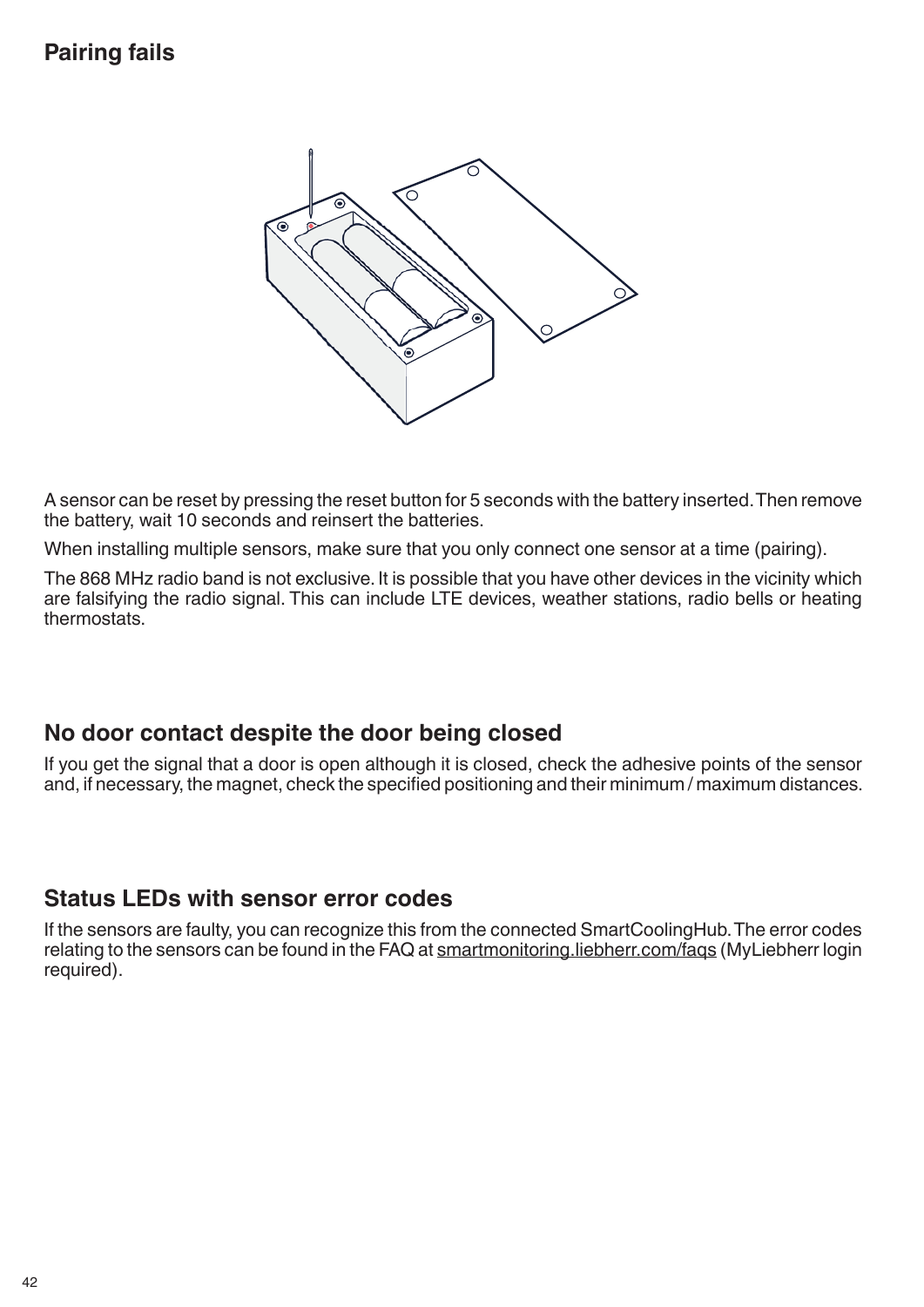## Pairing fails

A sensor can be reset by pressing the reset button for 5 seconds with the battery inserted. Then remove the battery, wait 10 seconds and reinsert the batteries.

When installing multiple sensors, make sure that you only connect one sensor at a time (pairing).

The 868 MHz radio band is not exclusive. It is possible that you have other devices in the vicinity which are falsifying the radio signal. This can include LTE devices, weather stations, radio bells or heating thermostats.

## No door contact despite the door being closed

If you get the signal that a door is open although it is closed, check the adhesive points of the sensor and, if necessary, the magnet, check the specified positioning and their minimum / maximum distances.

## Status LEDs with sensor error codes

If the sensors are faulty, you can recognize this from the connected SmartCoolingHub. The error codes relating to the sensors can be found in the FAQ at smartmonitoring.liebherr.com/faqs (MyLiebherr login required).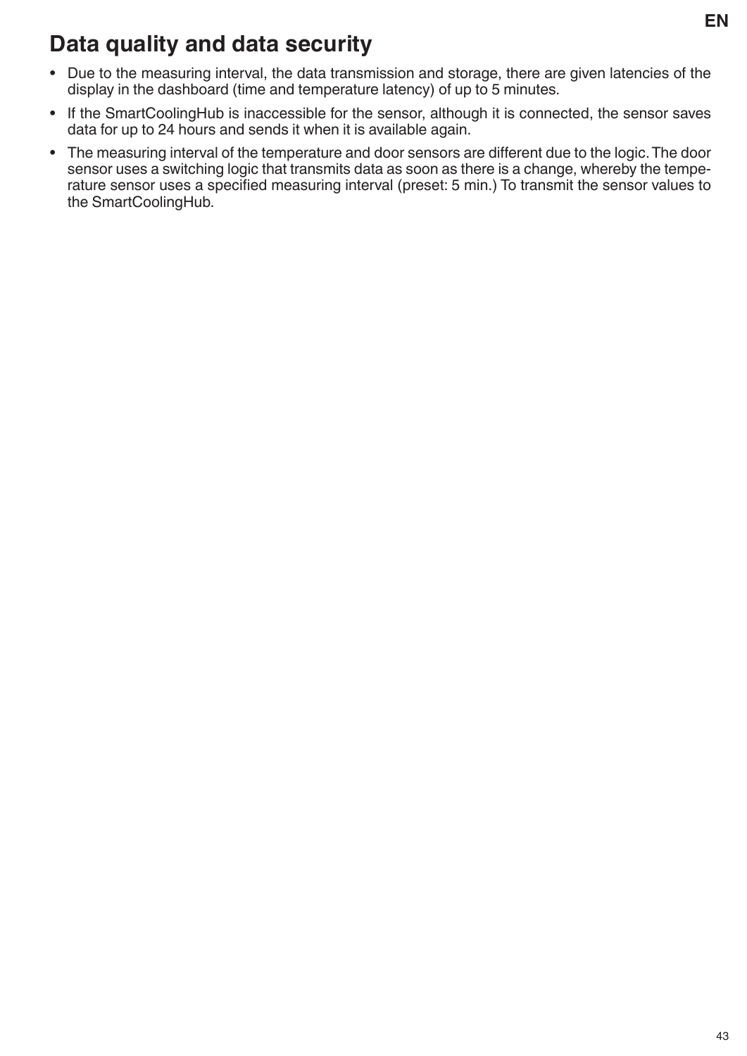## Data quality and data security

- Due to the measuring interval, the data transmission and storage, there are given latencies of the display in the dashboard (time and temperature latency) of up to 5 minutes.
- If the SmartCoolingHub is inaccessible for the sensor, although it is connected, the sensor saves data for up to 24 hours and sends it when it is available again.
- The measuring interval of the temperature and door sensors are different due to the logic. The door sensor uses a switching logic that transmits data as soon as there is a change, whereby the temperature sensor uses a specified measuring interval (preset: 5 min.) To transmit the sensor values to the SmartCoolingHub.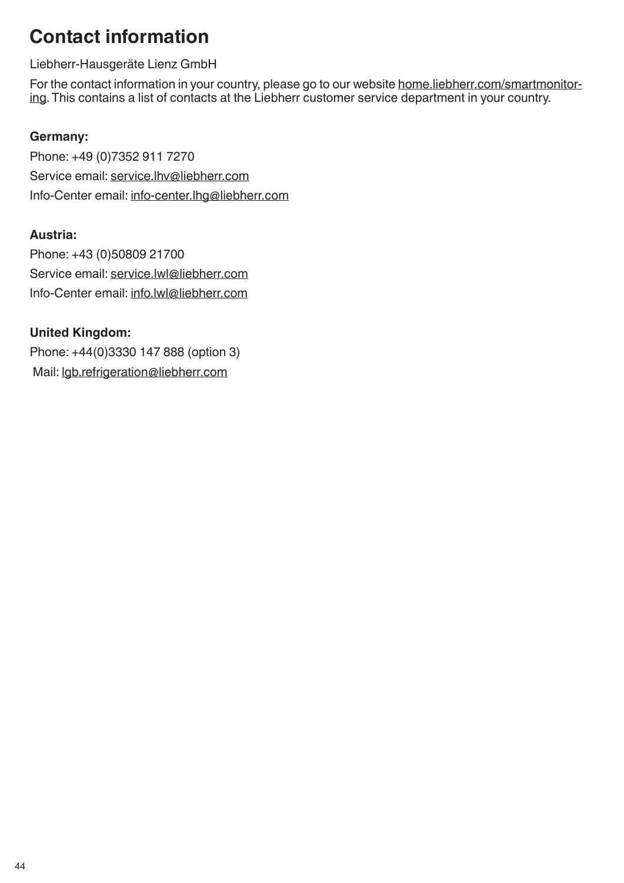# Contact information

Liebherr-Hausgeräte Lienz GmbH

For the contact information in your country, please go to our website home.liebherr.com/smartmonitoring. This contains a list of contacts at the Liebherr customer service department in your country.

**Germany:**

Phone: +49 (0)7352 911 7270

Service email: service.lhv@liebherr.com

Info-Center email: info-center.lhg@liebherr.com

**Austria:**

Phone: +43 (0)50809 21700

Service email: service.lwl@liebherr.com

Info-Center email: info.lwl@liebherr.com

**United Kingdom:**

Phone: +44(0)3330 147 888 (option 3)

Mail: lgb.refrigeration@liebherr.com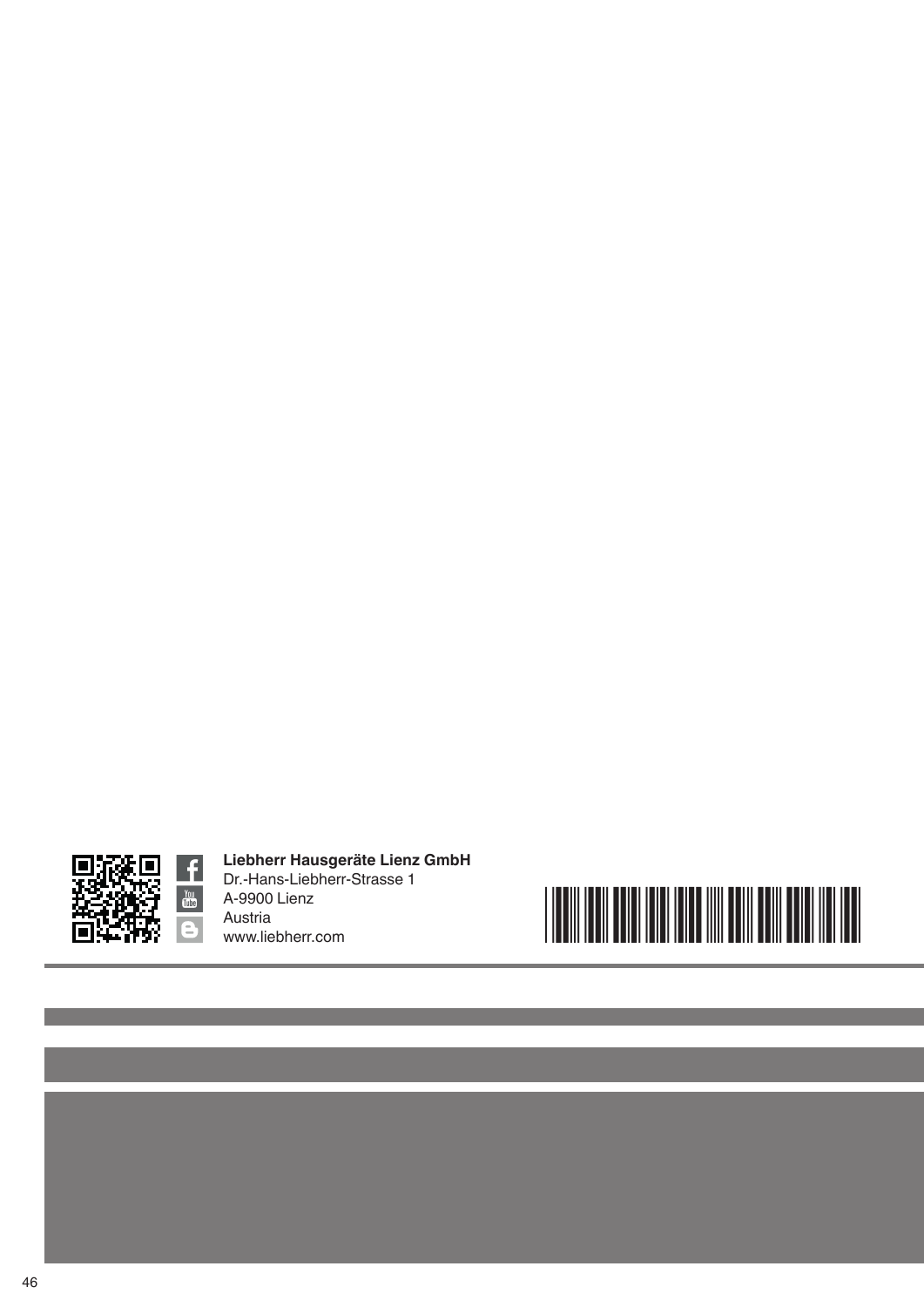**Liebherr Hausgeräte Lienz GmbH**
Dr.-Hans-Liebherr-Strasse 1
A-9900 Lienz
Austria
www.liebherr.com